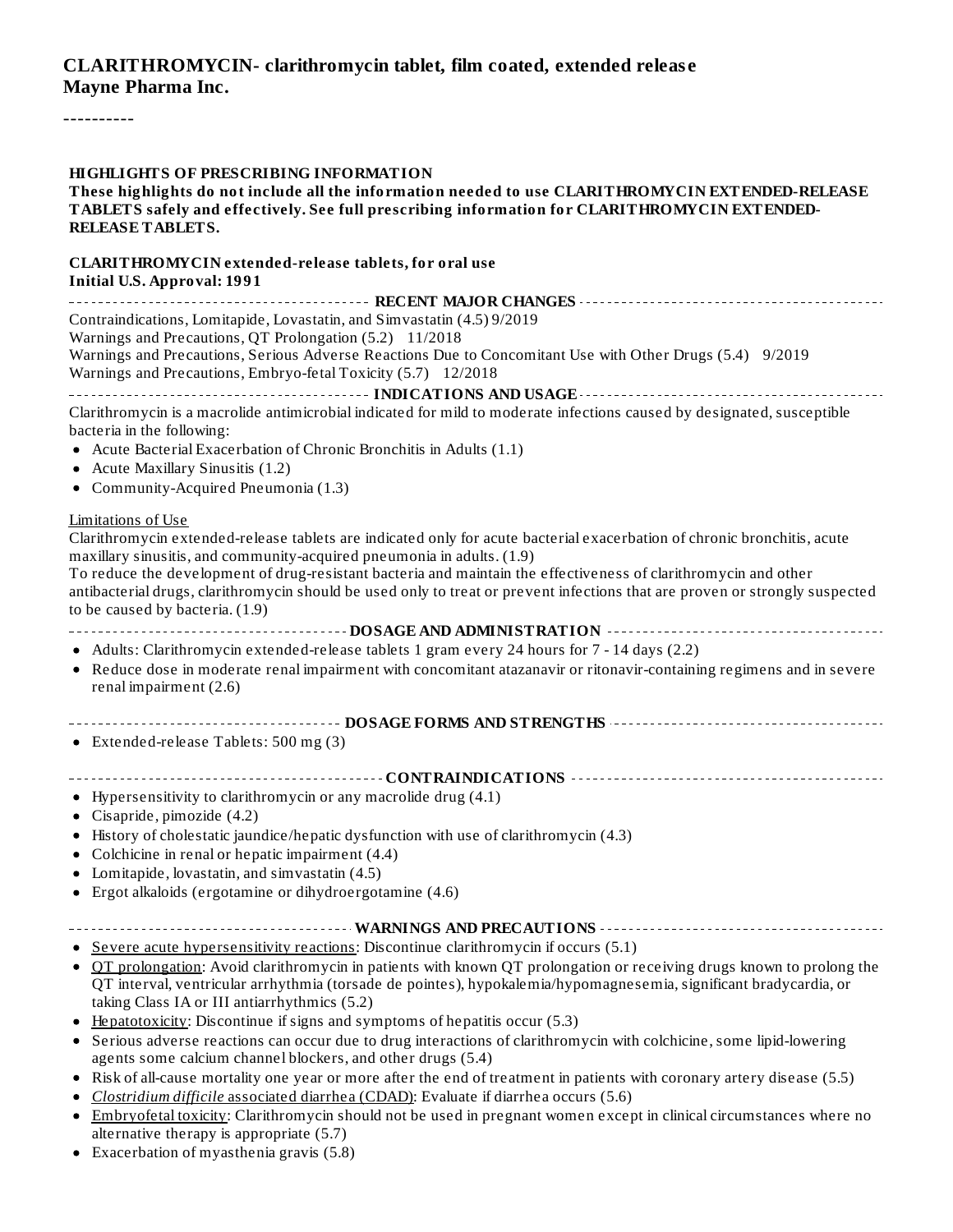# CLARITHROMYCIN- clarithromycin tablet, film coated, extended release
**Mayne Pharma Inc.**

----------

**HIGHLIGHTS OF PRESCRIBING INFORMATION**
**These highlights do not include all the information needed to use CLARITHROMYCIN EXTENDED-RELEASE TABLETS safely and effectively. See full prescribing information for CLARITHROMYCIN EXTENDED-RELEASE TABLETS.**

**CLARITHROMYCIN extended-release tablets, for oral use**
**Initial U.S. Approval: 1991**

**RECENT MAJOR CHANGES**

Contraindications, Lomitapide, Lovastatin, and Simvastatin (4.5) 9/2019
Warnings and Precautions, QT Prolongation (5.2) 11/2018
Warnings and Precautions, Serious Adverse Reactions Due to Concomitant Use with Other Drugs (5.4) 9/2019
Warnings and Precautions, Embryo-fetal Toxicity (5.7) 12/2018

**INDICATIONS AND USAGE**

Clarithromycin is a macrolide antimicrobial indicated for mild to moderate infections caused by designated, susceptible bacteria in the following:

- Acute Bacterial Exacerbation of Chronic Bronchitis in Adults (1.1)
- Acute Maxillary Sinusitis (1.2)
- Community-Acquired Pneumonia (1.3)

Limitations of Use
Clarithromycin extended-release tablets are indicated only for acute bacterial exacerbation of chronic bronchitis, acute maxillary sinusitis, and community-acquired pneumonia in adults. (1.9)
To reduce the development of drug-resistant bacteria and maintain the effectiveness of clarithromycin and other antibacterial drugs, clarithromycin should be used only to treat or prevent infections that are proven or strongly suspected to be caused by bacteria. (1.9)

**DOSAGE AND ADMINISTRATION**

- Adults: Clarithromycin extended-release tablets 1 gram every 24 hours for 7 - 14 days (2.2)
- Reduce dose in moderate renal impairment with concomitant atazanavir or ritonavir-containing regimens and in severe renal impairment (2.6)

**DOSAGE FORMS AND STRENGTHS**

- Extended-release Tablets: 500 mg (3)

**CONTRAINDICATIONS**

- Hypersensitivity to clarithromycin or any macrolide drug (4.1)
- Cisapride, pimozide (4.2)
- History of cholestatic jaundice/hepatic dysfunction with use of clarithromycin (4.3)
- Colchicine in renal or hepatic impairment (4.4)
- Lomitapide, lovastatin, and simvastatin (4.5)
- Ergot alkaloids (ergotamine or dihydroergotamine (4.6)

**WARNINGS AND PRECAUTIONS**

- Severe acute hypersensitivity reactions: Discontinue clarithromycin if occurs (5.1)
- QT prolongation: Avoid clarithromycin in patients with known QT prolongation or receiving drugs known to prolong the QT interval, ventricular arrhythmia (torsade de pointes), hypokalemia/hypomagnesemia, significant bradycardia, or taking Class IA or III antiarrhythmics (5.2)
- Hepatotoxicity: Discontinue if signs and symptoms of hepatitis occur (5.3)
- Serious adverse reactions can occur due to drug interactions of clarithromycin with colchicine, some lipid-lowering agents some calcium channel blockers, and other drugs (5.4)
- Risk of all-cause mortality one year or more after the end of treatment in patients with coronary artery disease (5.5)
- *Clostridium difficile* associated diarrhea (CDAD): Evaluate if diarrhea occurs (5.6)
- Embryofetal toxicity: Clarithromycin should not be used in pregnant women except in clinical circumstances where no alternative therapy is appropriate (5.7)
- Exacerbation of myasthenia gravis (5.8)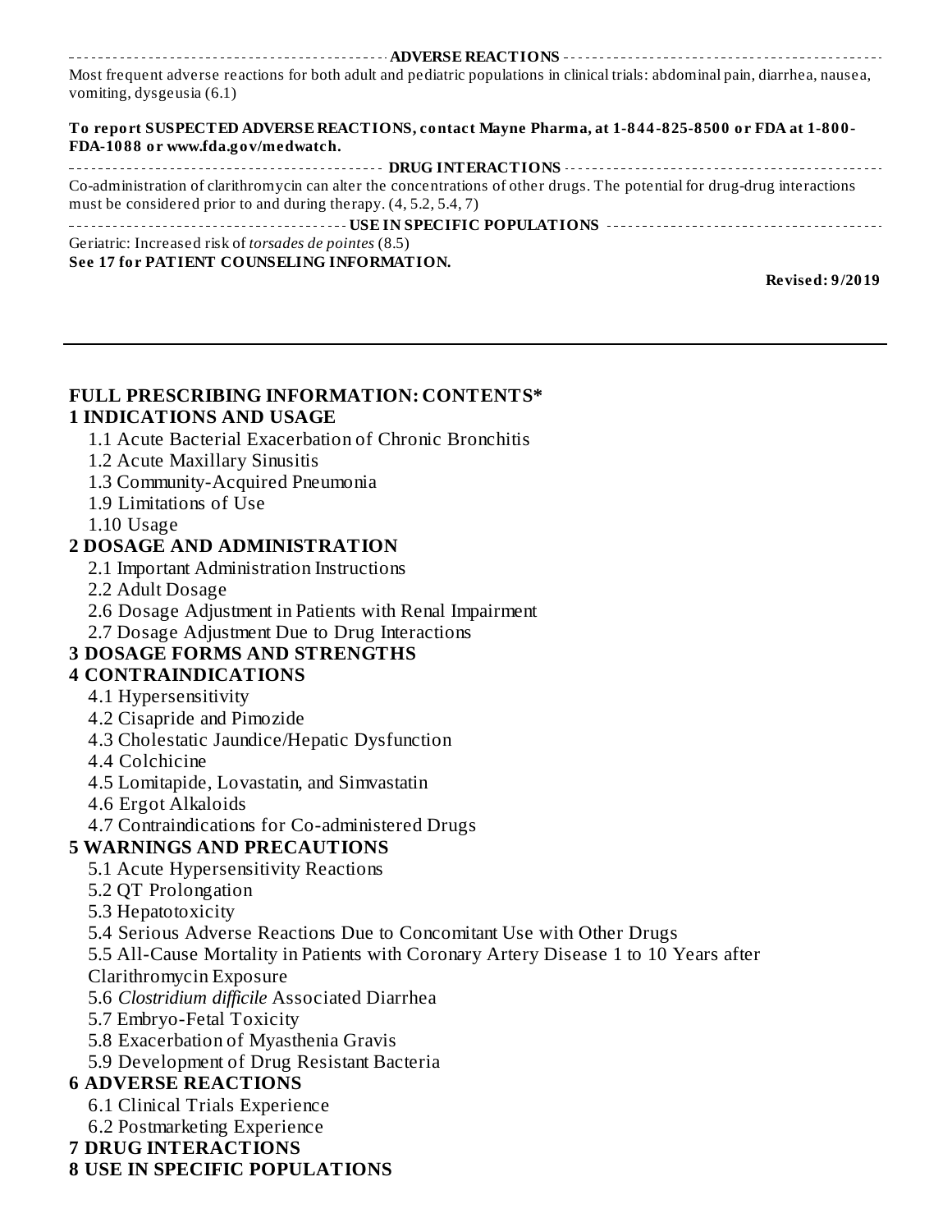## ADVERSE REACTIONS

Most frequent adverse reactions for both adult and pediatric populations in clinical trials: abdominal pain, diarrhea, nausea, vomiting, dysgeusia (6.1)

**To report SUSPECTED ADVERSE REACTIONS, contact Mayne Pharma, at 1-844-825-8500 or FDA at 1-800-FDA-1088 or www.fda.gov/medwatch.**

## DRUG INTERACTIONS

Co-administration of clarithromycin can alter the concentrations of other drugs. The potential for drug-drug interactions must be considered prior to and during therapy. (4, 5.2, 5.4, 7)

## USE IN SPECIFIC POPULATIONS

Geriatric: Increased risk of *torsades de pointes* (8.5)

**See 17 for PATIENT COUNSELING INFORMATION.**

**Revised: 9/2019**

---

## FULL PRESCRIBING INFORMATION: CONTENTS*

**1 INDICATIONS AND USAGE**
- 1.1 Acute Bacterial Exacerbation of Chronic Bronchitis
- 1.2 Acute Maxillary Sinusitis
- 1.3 Community-Acquired Pneumonia
- 1.9 Limitations of Use
- 1.10 Usage

**2 DOSAGE AND ADMINISTRATION**
- 2.1 Important Administration Instructions
- 2.2 Adult Dosage
- 2.6 Dosage Adjustment in Patients with Renal Impairment
- 2.7 Dosage Adjustment Due to Drug Interactions

**3 DOSAGE FORMS AND STRENGTHS**

**4 CONTRAINDICATIONS**
- 4.1 Hypersensitivity
- 4.2 Cisapride and Pimozide
- 4.3 Cholestatic Jaundice/Hepatic Dysfunction
- 4.4 Colchicine
- 4.5 Lomitapide, Lovastatin, and Simvastatin
- 4.6 Ergot Alkaloids
- 4.7 Contraindications for Co-administered Drugs

**5 WARNINGS AND PRECAUTIONS**
- 5.1 Acute Hypersensitivity Reactions
- 5.2 QT Prolongation
- 5.3 Hepatotoxicity
- 5.4 Serious Adverse Reactions Due to Concomitant Use with Other Drugs
- 5.5 All-Cause Mortality in Patients with Coronary Artery Disease 1 to 10 Years after Clarithromycin Exposure
- 5.6 *Clostridium difficile* Associated Diarrhea
- 5.7 Embryo-Fetal Toxicity
- 5.8 Exacerbation of Myasthenia Gravis
- 5.9 Development of Drug Resistant Bacteria

**6 ADVERSE REACTIONS**
- 6.1 Clinical Trials Experience
- 6.2 Postmarketing Experience

**7 DRUG INTERACTIONS**

**8 USE IN SPECIFIC POPULATIONS**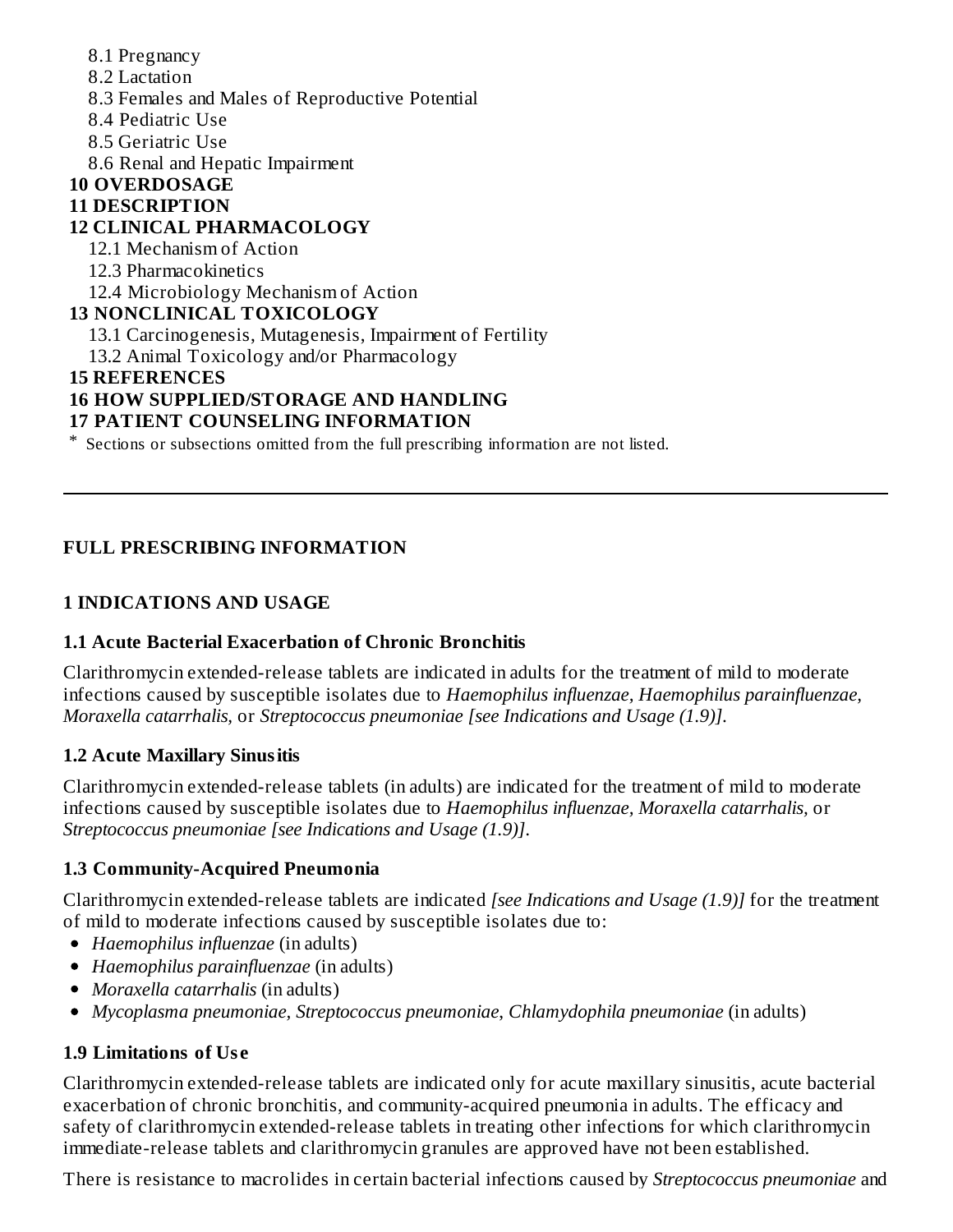8.1 Pregnancy
8.2 Lactation
8.3 Females and Males of Reproductive Potential
8.4 Pediatric Use
8.5 Geriatric Use
8.6 Renal and Hepatic Impairment

**10 OVERDOSAGE**

**11 DESCRIPTION**

**12 CLINICAL PHARMACOLOGY**

12.1 Mechanism of Action
12.3 Pharmacokinetics
12.4 Microbiology Mechanism of Action

**13 NONCLINICAL TOXICOLOGY**

13.1 Carcinogenesis, Mutagenesis, Impairment of Fertility
13.2 Animal Toxicology and/or Pharmacology

**15 REFERENCES**

**16 HOW SUPPLIED/STORAGE AND HANDLING**

**17 PATIENT COUNSELING INFORMATION**

* Sections or subsections omitted from the full prescribing information are not listed.

---

## FULL PRESCRIBING INFORMATION

## 1 INDICATIONS AND USAGE

### 1.1 Acute Bacterial Exacerbation of Chronic Bronchitis

Clarithromycin extended-release tablets are indicated in adults for the treatment of mild to moderate infections caused by susceptible isolates due to *Haemophilus influenzae, Haemophilus parainfluenzae, Moraxella catarrhalis,* or *Streptococcus pneumoniae [see Indications and Usage (1.9)].*

### 1.2 Acute Maxillary Sinusitis

Clarithromycin extended-release tablets (in adults) are indicated for the treatment of mild to moderate infections caused by susceptible isolates due to *Haemophilus influenzae, Moraxella catarrhalis,* or *Streptococcus pneumoniae [see Indications and Usage (1.9)].*

### 1.3 Community-Acquired Pneumonia

Clarithromycin extended-release tablets are indicated *[see Indications and Usage (1.9)]* for the treatment of mild to moderate infections caused by susceptible isolates due to:

- *Haemophilus influenzae* (in adults)
- *Haemophilus parainfluenzae* (in adults)
- *Moraxella catarrhalis* (in adults)
- *Mycoplasma pneumoniae, Streptococcus pneumoniae, Chlamydophila pneumoniae* (in adults)

### 1.9 Limitations of Use

Clarithromycin extended-release tablets are indicated only for acute maxillary sinusitis, acute bacterial exacerbation of chronic bronchitis, and community-acquired pneumonia in adults. The efficacy and safety of clarithromycin extended-release tablets in treating other infections for which clarithromycin immediate-release tablets and clarithromycin granules are approved have not been established.

There is resistance to macrolides in certain bacterial infections caused by *Streptococcus pneumoniae* and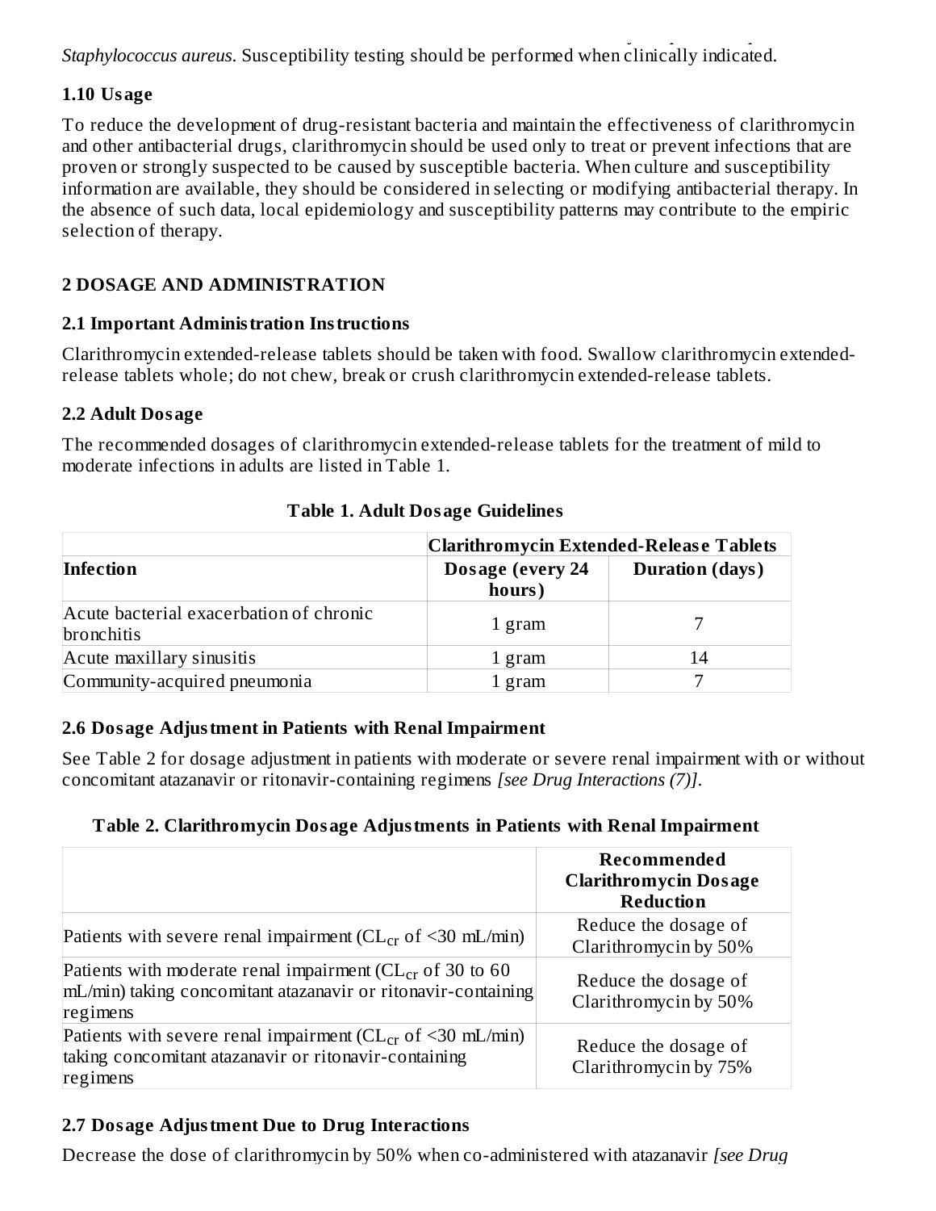*Staphylococcus aureus*. Susceptibility testing should be performed when clinically indicated.

### 1.10 Usage

To reduce the development of drug-resistant bacteria and maintain the effectiveness of clarithromycin and other antibacterial drugs, clarithromycin should be used only to treat or prevent infections that are proven or strongly suspected to be caused by susceptible bacteria. When culture and susceptibility information are available, they should be considered in selecting or modifying antibacterial therapy. In the absence of such data, local epidemiology and susceptibility patterns may contribute to the empiric selection of therapy.

## 2 DOSAGE AND ADMINISTRATION

### 2.1 Important Administration Instructions

Clarithromycin extended-release tablets should be taken with food. Swallow clarithromycin extended-release tablets whole; do not chew, break or crush clarithromycin extended-release tablets.

### 2.2 Adult Dosage

The recommended dosages of clarithromycin extended-release tablets for the treatment of mild to moderate infections in adults are listed in Table 1.

**Table 1. Adult Dosage Guidelines**

| | **Clarithromycin Extended-Release Tablets** | |
|---|---|---|
| **Infection** | **Dosage (every 24 hours)** | **Duration (days)** |
| Acute bacterial exacerbation of chronic bronchitis | 1 gram | 7 |
| Acute maxillary sinusitis | 1 gram | 14 |
| Community-acquired pneumonia | 1 gram | 7 |

### 2.6 Dosage Adjustment in Patients with Renal Impairment

See Table 2 for dosage adjustment in patients with moderate or severe renal impairment with or without concomitant atazanavir or ritonavir-containing regimens *[see Drug Interactions (7)]*.

**Table 2. Clarithromycin Dosage Adjustments in Patients with Renal Impairment**

| | **Recommended Clarithromycin Dosage Reduction** |
|---|---|
| Patients with severe renal impairment ($CL_{cr}$ of <30 mL/min) | Reduce the dosage of Clarithromycin by 50% |
| Patients with moderate renal impairment ($CL_{cr}$ of 30 to 60 mL/min) taking concomitant atazanavir or ritonavir-containing regimens | Reduce the dosage of Clarithromycin by 50% |
| Patients with severe renal impairment ($CL_{cr}$ of <30 mL/min) taking concomitant atazanavir or ritonavir-containing regimens | Reduce the dosage of Clarithromycin by 75% |

### 2.7 Dosage Adjustment Due to Drug Interactions

Decrease the dose of clarithromycin by 50% when co-administered with atazanavir *[see Drug*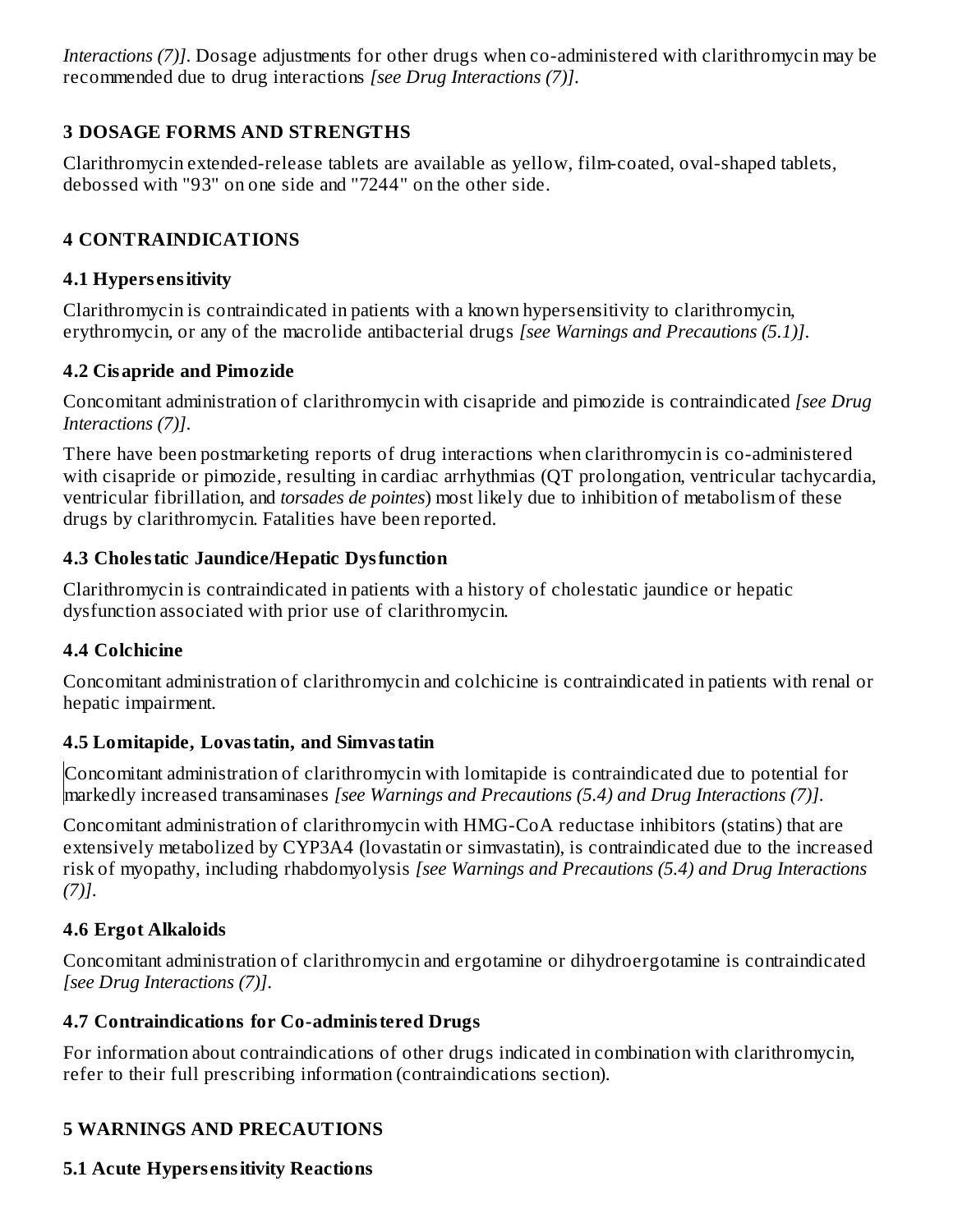*Interactions (7)]*. Dosage adjustments for other drugs when co-administered with clarithromycin may be recommended due to drug interactions *[see Drug Interactions (7)]*.

## 3 DOSAGE FORMS AND STRENGTHS

Clarithromycin extended-release tablets are available as yellow, film-coated, oval-shaped tablets, debossed with "93" on one side and "7244" on the other side.

## 4 CONTRAINDICATIONS

### 4.1 Hypersensitivity

Clarithromycin is contraindicated in patients with a known hypersensitivity to clarithromycin, erythromycin, or any of the macrolide antibacterial drugs *[see Warnings and Precautions (5.1)]*.

### 4.2 Cisapride and Pimozide

Concomitant administration of clarithromycin with cisapride and pimozide is contraindicated *[see Drug Interactions (7)]*.

There have been postmarketing reports of drug interactions when clarithromycin is co-administered with cisapride or pimozide, resulting in cardiac arrhythmias (QT prolongation, ventricular tachycardia, ventricular fibrillation, and *torsades de pointes*) most likely due to inhibition of metabolism of these drugs by clarithromycin. Fatalities have been reported.

### 4.3 Cholestatic Jaundice/Hepatic Dysfunction

Clarithromycin is contraindicated in patients with a history of cholestatic jaundice or hepatic dysfunction associated with prior use of clarithromycin.

### 4.4 Colchicine

Concomitant administration of clarithromycin and colchicine is contraindicated in patients with renal or hepatic impairment.

### 4.5 Lomitapide, Lovastatin, and Simvastatin

Concomitant administration of clarithromycin with lomitapide is contraindicated due to potential for markedly increased transaminases *[see Warnings and Precautions (5.4) and Drug Interactions (7)]*.

Concomitant administration of clarithromycin with HMG-CoA reductase inhibitors (statins) that are extensively metabolized by CYP3A4 (lovastatin or simvastatin), is contraindicated due to the increased risk of myopathy, including rhabdomyolysis *[see Warnings and Precautions (5.4) and Drug Interactions (7)]*.

### 4.6 Ergot Alkaloids

Concomitant administration of clarithromycin and ergotamine or dihydroergotamine is contraindicated *[see Drug Interactions (7)]*.

### 4.7 Contraindications for Co-administered Drugs

For information about contraindications of other drugs indicated in combination with clarithromycin, refer to their full prescribing information (contraindications section).

## 5 WARNINGS AND PRECAUTIONS

### 5.1 Acute Hypersensitivity Reactions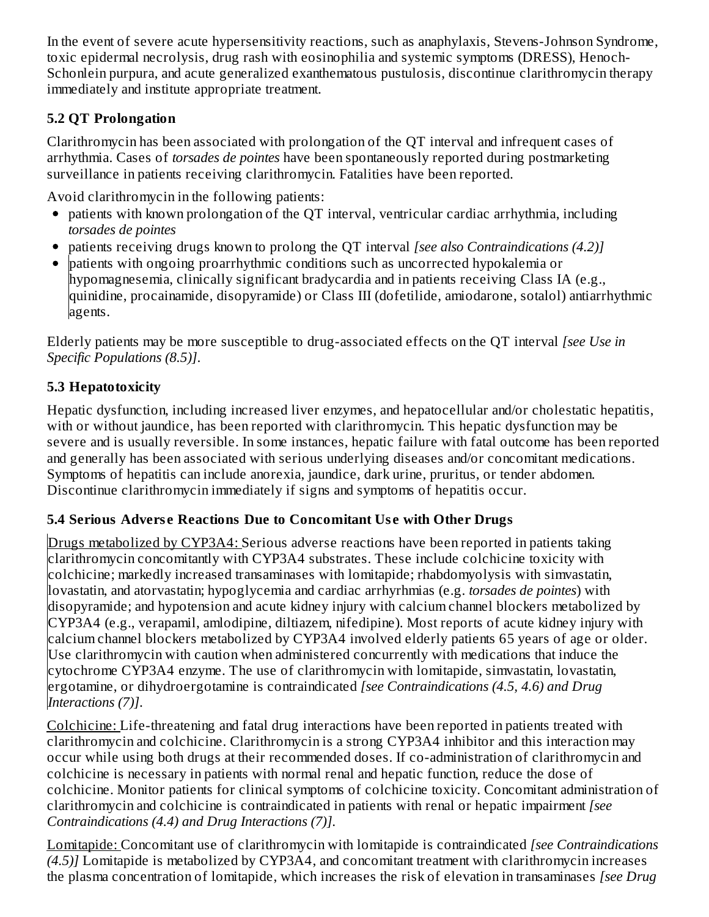In the event of severe acute hypersensitivity reactions, such as anaphylaxis, Stevens-Johnson Syndrome, toxic epidermal necrolysis, drug rash with eosinophilia and systemic symptoms (DRESS), Henoch-Schonlein purpura, and acute generalized exanthematous pustulosis, discontinue clarithromycin therapy immediately and institute appropriate treatment.

### 5.2 QT Prolongation

Clarithromycin has been associated with prolongation of the QT interval and infrequent cases of arrhythmia. Cases of *torsades de pointes* have been spontaneously reported during postmarketing surveillance in patients receiving clarithromycin. Fatalities have been reported.

Avoid clarithromycin in the following patients:

- patients with known prolongation of the QT interval, ventricular cardiac arrhythmia, including *torsades de pointes*
- patients receiving drugs known to prolong the QT interval *[see also Contraindications (4.2)]*
- patients with ongoing proarrhythmic conditions such as uncorrected hypokalemia or hypomagnesemia, clinically significant bradycardia and in patients receiving Class IA (e.g., quinidine, procainamide, disopyramide) or Class III (dofetilide, amiodarone, sotalol) antiarrhythmic agents.

Elderly patients may be more susceptible to drug-associated effects on the QT interval *[see Use in Specific Populations (8.5)]*.

### 5.3 Hepatotoxicity

Hepatic dysfunction, including increased liver enzymes, and hepatocellular and/or cholestatic hepatitis, with or without jaundice, has been reported with clarithromycin. This hepatic dysfunction may be severe and is usually reversible. In some instances, hepatic failure with fatal outcome has been reported and generally has been associated with serious underlying diseases and/or concomitant medications. Symptoms of hepatitis can include anorexia, jaundice, dark urine, pruritus, or tender abdomen. Discontinue clarithromycin immediately if signs and symptoms of hepatitis occur.

### 5.4 Serious Adverse Reactions Due to Concomitant Use with Other Drugs

Drugs metabolized by CYP3A4: Serious adverse reactions have been reported in patients taking clarithromycin concomitantly with CYP3A4 substrates. These include colchicine toxicity with colchicine; markedly increased transaminases with lomitapide; rhabdomyolysis with simvastatin, lovastatin, and atorvastatin; hypoglycemia and cardiac arryhrhmias (e.g. *torsades de pointes*) with disopyramide; and hypotension and acute kidney injury with calcium channel blockers metabolized by CYP3A4 (e.g., verapamil, amlodipine, diltiazem, nifedipine). Most reports of acute kidney injury with calcium channel blockers metabolized by CYP3A4 involved elderly patients 65 years of age or older. Use clarithromycin with caution when administered concurrently with medications that induce the cytochrome CYP3A4 enzyme. The use of clarithromycin with lomitapide, simvastatin, lovastatin, ergotamine, or dihydroergotamine is contraindicated *[see Contraindications (4.5, 4.6) and Drug Interactions (7)]*.

Colchicine: Life-threatening and fatal drug interactions have been reported in patients treated with clarithromycin and colchicine. Clarithromycin is a strong CYP3A4 inhibitor and this interaction may occur while using both drugs at their recommended doses. If co-administration of clarithromycin and colchicine is necessary in patients with normal renal and hepatic function, reduce the dose of colchicine. Monitor patients for clinical symptoms of colchicine toxicity. Concomitant administration of clarithromycin and colchicine is contraindicated in patients with renal or hepatic impairment *[see Contraindications (4.4) and Drug Interactions (7)]*.

Lomitapide: Concomitant use of clarithromycin with lomitapide is contraindicated *[see Contraindications (4.5)]* Lomitapide is metabolized by CYP3A4, and concomitant treatment with clarithromycin increases the plasma concentration of lomitapide, which increases the risk of elevation in transaminases *[see Drug*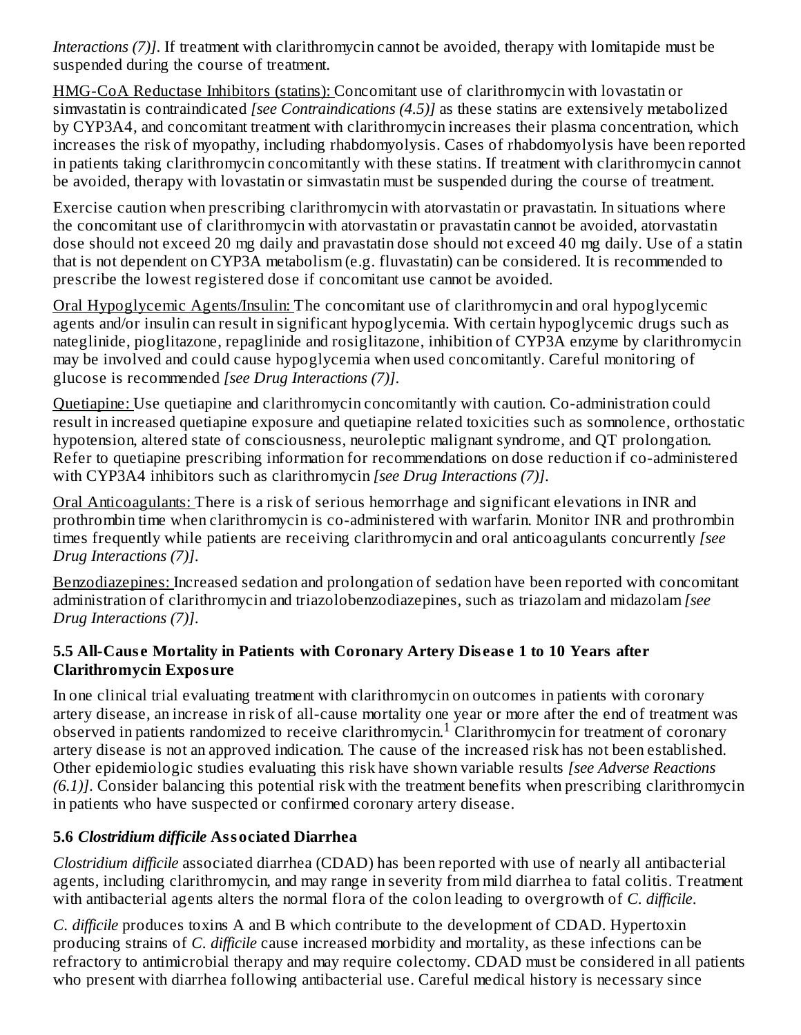*Interactions (7)]*. If treatment with clarithromycin cannot be avoided, therapy with lomitapide must be suspended during the course of treatment.

HMG-CoA Reductase Inhibitors (statins): Concomitant use of clarithromycin with lovastatin or simvastatin is contraindicated *[see Contraindications (4.5)]* as these statins are extensively metabolized by CYP3A4, and concomitant treatment with clarithromycin increases their plasma concentration, which increases the risk of myopathy, including rhabdomyolysis. Cases of rhabdomyolysis have been reported in patients taking clarithromycin concomitantly with these statins. If treatment with clarithromycin cannot be avoided, therapy with lovastatin or simvastatin must be suspended during the course of treatment.

Exercise caution when prescribing clarithromycin with atorvastatin or pravastatin. In situations where the concomitant use of clarithromycin with atorvastatin or pravastatin cannot be avoided, atorvastatin dose should not exceed 20 mg daily and pravastatin dose should not exceed 40 mg daily. Use of a statin that is not dependent on CYP3A metabolism (e.g. fluvastatin) can be considered. It is recommended to prescribe the lowest registered dose if concomitant use cannot be avoided.

Oral Hypoglycemic Agents/Insulin: The concomitant use of clarithromycin and oral hypoglycemic agents and/or insulin can result in significant hypoglycemia. With certain hypoglycemic drugs such as nateglinide, pioglitazone, repaglinide and rosiglitazone, inhibition of CYP3A enzyme by clarithromycin may be involved and could cause hypoglycemia when used concomitantly. Careful monitoring of glucose is recommended *[see Drug Interactions (7)]*.

Quetiapine: Use quetiapine and clarithromycin concomitantly with caution. Co-administration could result in increased quetiapine exposure and quetiapine related toxicities such as somnolence, orthostatic hypotension, altered state of consciousness, neuroleptic malignant syndrome, and QT prolongation. Refer to quetiapine prescribing information for recommendations on dose reduction if co-administered with CYP3A4 inhibitors such as clarithromycin *[see Drug Interactions (7)]*.

Oral Anticoagulants: There is a risk of serious hemorrhage and significant elevations in INR and prothrombin time when clarithromycin is co-administered with warfarin. Monitor INR and prothrombin times frequently while patients are receiving clarithromycin and oral anticoagulants concurrently *[see Drug Interactions (7)]*.

Benzodiazepines: Increased sedation and prolongation of sedation have been reported with concomitant administration of clarithromycin and triazolobenzodiazepines, such as triazolam and midazolam *[see Drug Interactions (7)]*.

### 5.5 All-Cause Mortality in Patients with Coronary Artery Disease 1 to 10 Years after Clarithromycin Exposure

In one clinical trial evaluating treatment with clarithromycin on outcomes in patients with coronary artery disease, an increase in risk of all-cause mortality one year or more after the end of treatment was observed in patients randomized to receive clarithromycin.[1] Clarithromycin for treatment of coronary artery disease is not an approved indication. The cause of the increased risk has not been established. Other epidemiologic studies evaluating this risk have shown variable results *[see Adverse Reactions (6.1)]*. Consider balancing this potential risk with the treatment benefits when prescribing clarithromycin in patients who have suspected or confirmed coronary artery disease.

### 5.6 *Clostridium difficile* Associated Diarrhea

*Clostridium difficile* associated diarrhea (CDAD) has been reported with use of nearly all antibacterial agents, including clarithromycin, and may range in severity from mild diarrhea to fatal colitis. Treatment with antibacterial agents alters the normal flora of the colon leading to overgrowth of *C. difficile*.

*C. difficile* produces toxins A and B which contribute to the development of CDAD. Hypertoxin producing strains of *C. difficile* cause increased morbidity and mortality, as these infections can be refractory to antimicrobial therapy and may require colectomy. CDAD must be considered in all patients who present with diarrhea following antibacterial use. Careful medical history is necessary since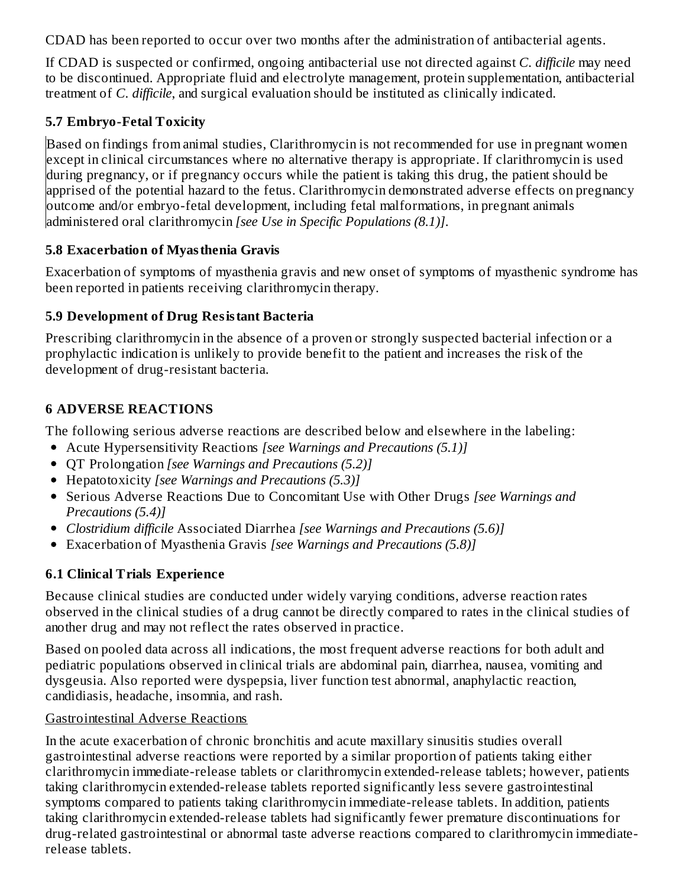CDAD has been reported to occur over two months after the administration of antibacterial agents.

If CDAD is suspected or confirmed, ongoing antibacterial use not directed against *C. difficile* may need to be discontinued. Appropriate fluid and electrolyte management, protein supplementation, antibacterial treatment of *C. difficile*, and surgical evaluation should be instituted as clinically indicated.

### 5.7 Embryo-Fetal Toxicity

Based on findings from animal studies, Clarithromycin is not recommended for use in pregnant women except in clinical circumstances where no alternative therapy is appropriate. If clarithromycin is used during pregnancy, or if pregnancy occurs while the patient is taking this drug, the patient should be apprised of the potential hazard to the fetus. Clarithromycin demonstrated adverse effects on pregnancy outcome and/or embryo-fetal development, including fetal malformations, in pregnant animals administered oral clarithromycin *[see Use in Specific Populations (8.1)]*.

### 5.8 Exacerbation of Myasthenia Gravis

Exacerbation of symptoms of myasthenia gravis and new onset of symptoms of myasthenic syndrome has been reported in patients receiving clarithromycin therapy.

### 5.9 Development of Drug Resistant Bacteria

Prescribing clarithromycin in the absence of a proven or strongly suspected bacterial infection or a prophylactic indication is unlikely to provide benefit to the patient and increases the risk of the development of drug-resistant bacteria.

## 6 ADVERSE REACTIONS

The following serious adverse reactions are described below and elsewhere in the labeling:

- Acute Hypersensitivity Reactions *[see Warnings and Precautions (5.1)]*
- QT Prolongation *[see Warnings and Precautions (5.2)]*
- Hepatotoxicity *[see Warnings and Precautions (5.3)]*
- Serious Adverse Reactions Due to Concomitant Use with Other Drugs *[see Warnings and Precautions (5.4)]*
- *Clostridium difficile* Associated Diarrhea *[see Warnings and Precautions (5.6)]*
- Exacerbation of Myasthenia Gravis *[see Warnings and Precautions (5.8)]*

### 6.1 Clinical Trials Experience

Because clinical studies are conducted under widely varying conditions, adverse reaction rates observed in the clinical studies of a drug cannot be directly compared to rates in the clinical studies of another drug and may not reflect the rates observed in practice.

Based on pooled data across all indications, the most frequent adverse reactions for both adult and pediatric populations observed in clinical trials are abdominal pain, diarrhea, nausea, vomiting and dysgeusia. Also reported were dyspepsia, liver function test abnormal, anaphylactic reaction, candidiasis, headache, insomnia, and rash.

<u>Gastrointestinal Adverse Reactions</u>

In the acute exacerbation of chronic bronchitis and acute maxillary sinusitis studies overall gastrointestinal adverse reactions were reported by a similar proportion of patients taking either clarithromycin immediate-release tablets or clarithromycin extended-release tablets; however, patients taking clarithromycin extended-release tablets reported significantly less severe gastrointestinal symptoms compared to patients taking clarithromycin immediate-release tablets. In addition, patients taking clarithromycin extended-release tablets had significantly fewer premature discontinuations for drug-related gastrointestinal or abnormal taste adverse reactions compared to clarithromycin immediate-release tablets.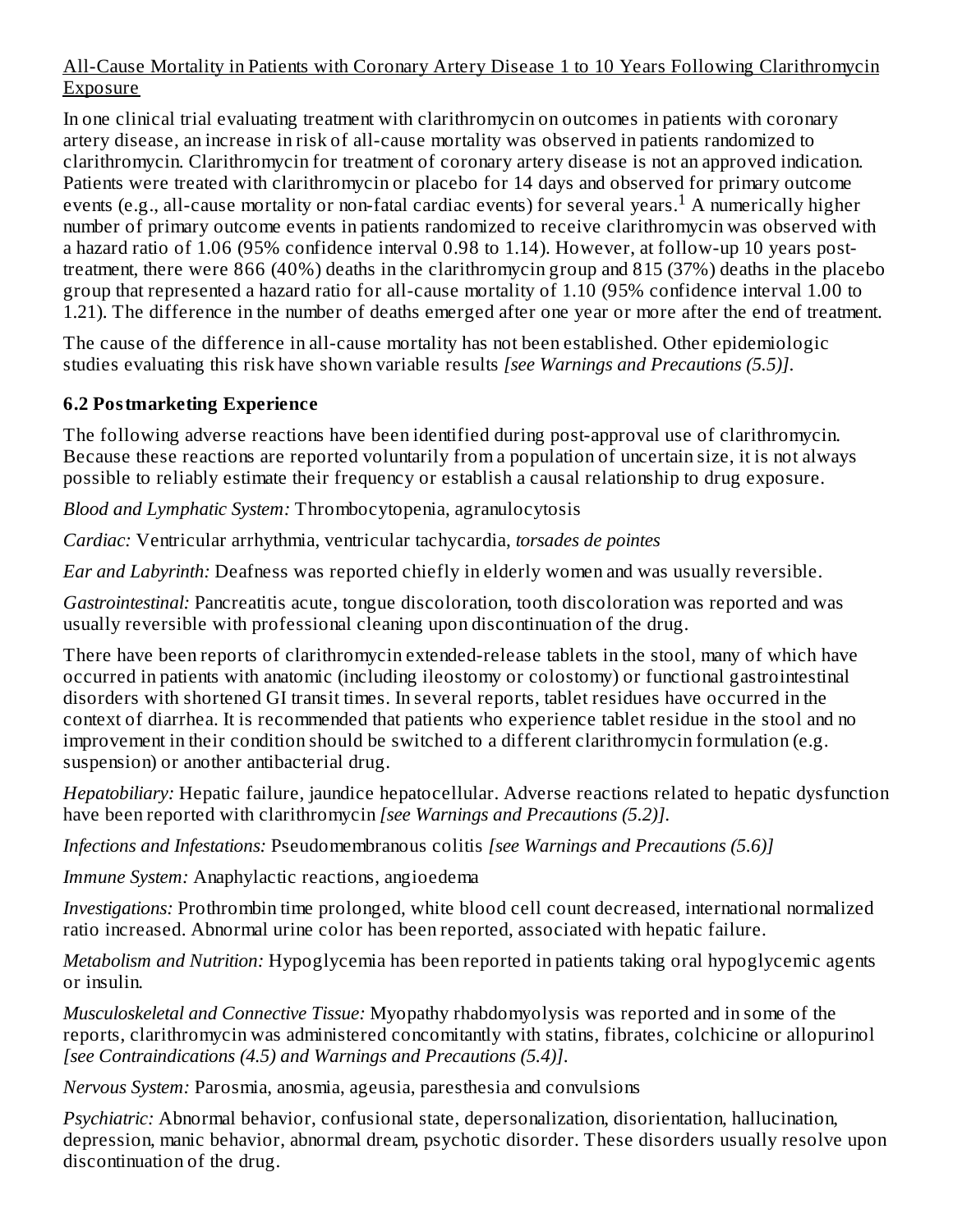<u>All-Cause Mortality in Patients with Coronary Artery Disease 1 to 10 Years Following Clarithromycin Exposure</u>

In one clinical trial evaluating treatment with clarithromycin on outcomes in patients with coronary artery disease, an increase in risk of all-cause mortality was observed in patients randomized to clarithromycin. Clarithromycin for treatment of coronary artery disease is not an approved indication. Patients were treated with clarithromycin or placebo for 14 days and observed for primary outcome events (e.g., all-cause mortality or non-fatal cardiac events) for several years.[1] A numerically higher number of primary outcome events in patients randomized to receive clarithromycin was observed with a hazard ratio of 1.06 (95% confidence interval 0.98 to 1.14). However, at follow-up 10 years post-treatment, there were 866 (40%) deaths in the clarithromycin group and 815 (37%) deaths in the placebo group that represented a hazard ratio for all-cause mortality of 1.10 (95% confidence interval 1.00 to 1.21). The difference in the number of deaths emerged after one year or more after the end of treatment.

The cause of the difference in all-cause mortality has not been established. Other epidemiologic studies evaluating this risk have shown variable results *[see Warnings and Precautions (5.5)]*.

### 6.2 Postmarketing Experience

The following adverse reactions have been identified during post-approval use of clarithromycin. Because these reactions are reported voluntarily from a population of uncertain size, it is not always possible to reliably estimate their frequency or establish a causal relationship to drug exposure.

*Blood and Lymphatic System:* Thrombocytopenia, agranulocytosis

*Cardiac:* Ventricular arrhythmia, ventricular tachycardia, *torsades de pointes*

*Ear and Labyrinth:* Deafness was reported chiefly in elderly women and was usually reversible.

*Gastrointestinal:* Pancreatitis acute, tongue discoloration, tooth discoloration was reported and was usually reversible with professional cleaning upon discontinuation of the drug.

There have been reports of clarithromycin extended-release tablets in the stool, many of which have occurred in patients with anatomic (including ileostomy or colostomy) or functional gastrointestinal disorders with shortened GI transit times. In several reports, tablet residues have occurred in the context of diarrhea. It is recommended that patients who experience tablet residue in the stool and no improvement in their condition should be switched to a different clarithromycin formulation (e.g. suspension) or another antibacterial drug.

*Hepatobiliary:* Hepatic failure, jaundice hepatocellular. Adverse reactions related to hepatic dysfunction have been reported with clarithromycin *[see Warnings and Precautions (5.2)]*.

*Infections and Infestations:* Pseudomembranous colitis *[see Warnings and Precautions (5.6)]*

*Immune System:* Anaphylactic reactions, angioedema

*Investigations:* Prothrombin time prolonged, white blood cell count decreased, international normalized ratio increased. Abnormal urine color has been reported, associated with hepatic failure.

*Metabolism and Nutrition:* Hypoglycemia has been reported in patients taking oral hypoglycemic agents or insulin.

*Musculoskeletal and Connective Tissue:* Myopathy rhabdomyolysis was reported and in some of the reports, clarithromycin was administered concomitantly with statins, fibrates, colchicine or allopurinol *[see Contraindications (4.5) and Warnings and Precautions (5.4)]*.

*Nervous System:* Parosmia, anosmia, ageusia, paresthesia and convulsions

*Psychiatric:* Abnormal behavior, confusional state, depersonalization, disorientation, hallucination, depression, manic behavior, abnormal dream, psychotic disorder. These disorders usually resolve upon discontinuation of the drug.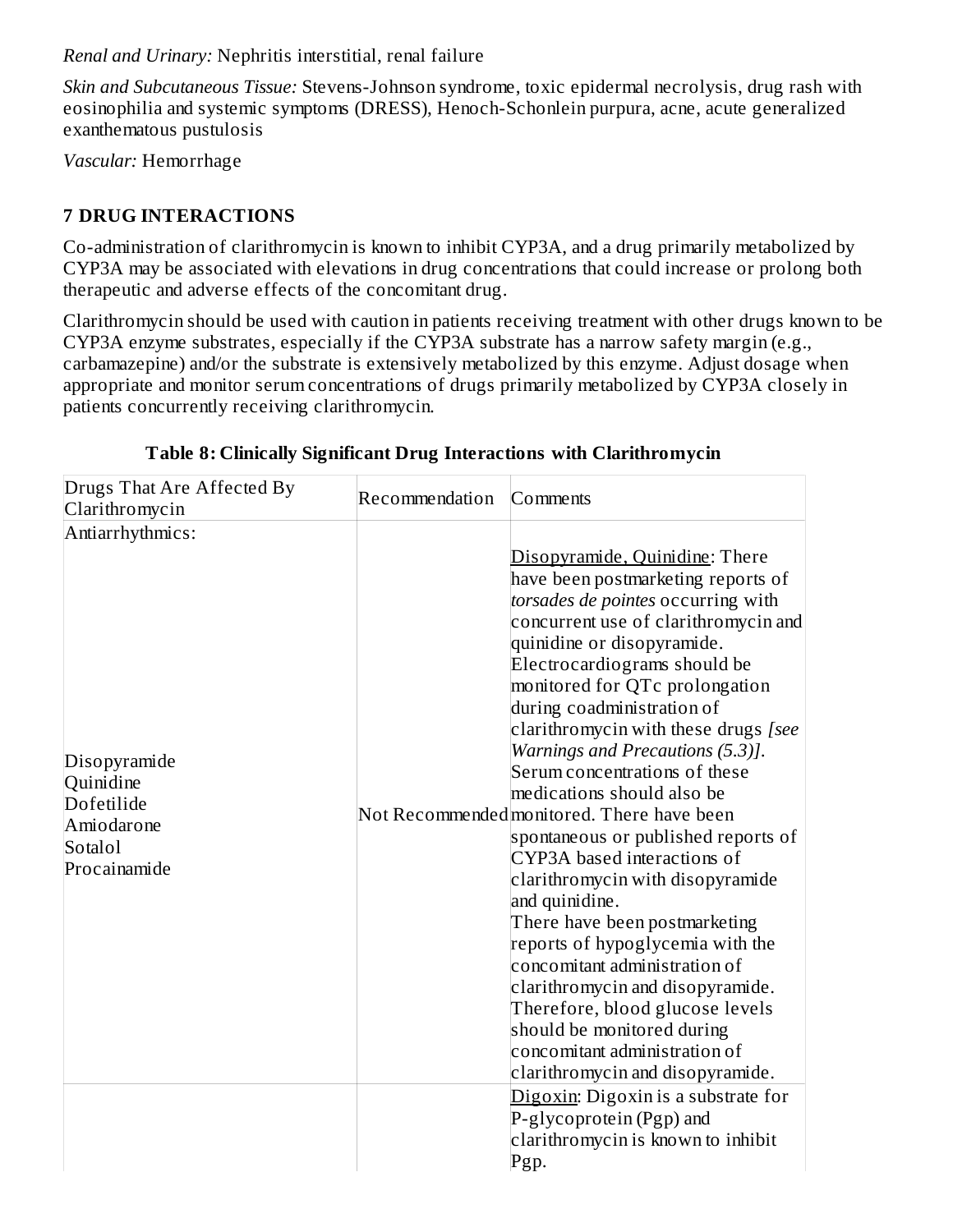*Renal and Urinary:* Nephritis interstitial, renal failure

*Skin and Subcutaneous Tissue:* Stevens-Johnson syndrome, toxic epidermal necrolysis, drug rash with eosinophilia and systemic symptoms (DRESS), Henoch-Schonlein purpura, acne, acute generalized exanthematous pustulosis

*Vascular:* Hemorrhage

## 7 DRUG INTERACTIONS

Co-administration of clarithromycin is known to inhibit CYP3A, and a drug primarily metabolized by CYP3A may be associated with elevations in drug concentrations that could increase or prolong both therapeutic and adverse effects of the concomitant drug.

Clarithromycin should be used with caution in patients receiving treatment with other drugs known to be CYP3A enzyme substrates, especially if the CYP3A substrate has a narrow safety margin (e.g., carbamazepine) and/or the substrate is extensively metabolized by this enzyme. Adjust dosage when appropriate and monitor serum concentrations of drugs primarily metabolized by CYP3A closely in patients concurrently receiving clarithromycin.

**Table 8: Clinically Significant Drug Interactions with Clarithromycin**

| Drugs That Are Affected By Clarithromycin | Recommendation | Comments |
|---|---|---|
| Antiarrhythmics: | | |
| Disopyramide<br>Quinidine<br>Dofetilide<br>Amiodarone<br>Sotalol<br>Procainamide | Not Recommended | Disopyramide, Quinidine: There have been postmarketing reports of *torsades de pointes* occurring with concurrent use of clarithromycin and quinidine or disopyramide. Electrocardiograms should be monitored for QTc prolongation during coadministration of clarithromycin with these drugs *[see Warnings and Precautions (5.3)]*. Serum concentrations of these medications should also be monitored. There have been spontaneous or published reports of CYP3A based interactions of clarithromycin with disopyramide and quinidine.<br>There have been postmarketing reports of hypoglycemia with the concomitant administration of clarithromycin and disopyramide. Therefore, blood glucose levels should be monitored during concomitant administration of clarithromycin and disopyramide. |
| | | Digoxin: Digoxin is a substrate for P-glycoprotein (Pgp) and clarithromycin is known to inhibit Pgp. |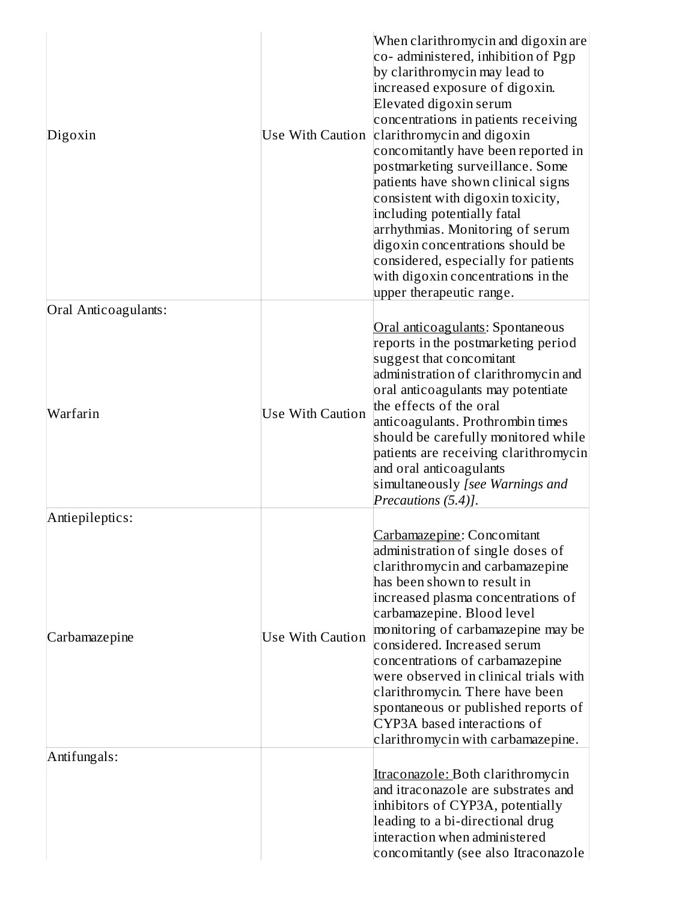| | | |
|---|---|---|
| Digoxin | Use With Caution | When clarithromycin and digoxin are co- administered, inhibition of Pgp by clarithromycin may lead to increased exposure of digoxin. Elevated digoxin serum concentrations in patients receiving clarithromycin and digoxin concomitantly have been reported in postmarketing surveillance. Some patients have shown clinical signs consistent with digoxin toxicity, including potentially fatal arrhythmias. Monitoring of serum digoxin concentrations should be considered, especially for patients with digoxin concentrations in the upper therapeutic range. |
| Oral Anticoagulants:<br><br>Warfarin | Use With Caution | <u>Oral anticoagulants</u>: Spontaneous reports in the postmarketing period suggest that concomitant administration of clarithromycin and oral anticoagulants may potentiate the effects of the oral anticoagulants. Prothrombin times should be carefully monitored while patients are receiving clarithromycin and oral anticoagulants simultaneously *[see Warnings and Precautions (5.4)]*. |
| Antiepileptics:<br><br>Carbamazepine | Use With Caution | <u>Carbamazepine</u>: Concomitant administration of single doses of clarithromycin and carbamazepine has been shown to result in increased plasma concentrations of carbamazepine. Blood level monitoring of carbamazepine may be considered. Increased serum concentrations of carbamazepine were observed in clinical trials with clarithromycin. There have been spontaneous or published reports of CYP3A based interactions of clarithromycin with carbamazepine. |
| Antifungals: | | <u>Itraconazole:</u> Both clarithromycin and itraconazole are substrates and inhibitors of CYP3A, potentially leading to a bi-directional drug interaction when administered concomitantly (see also Itraconazole |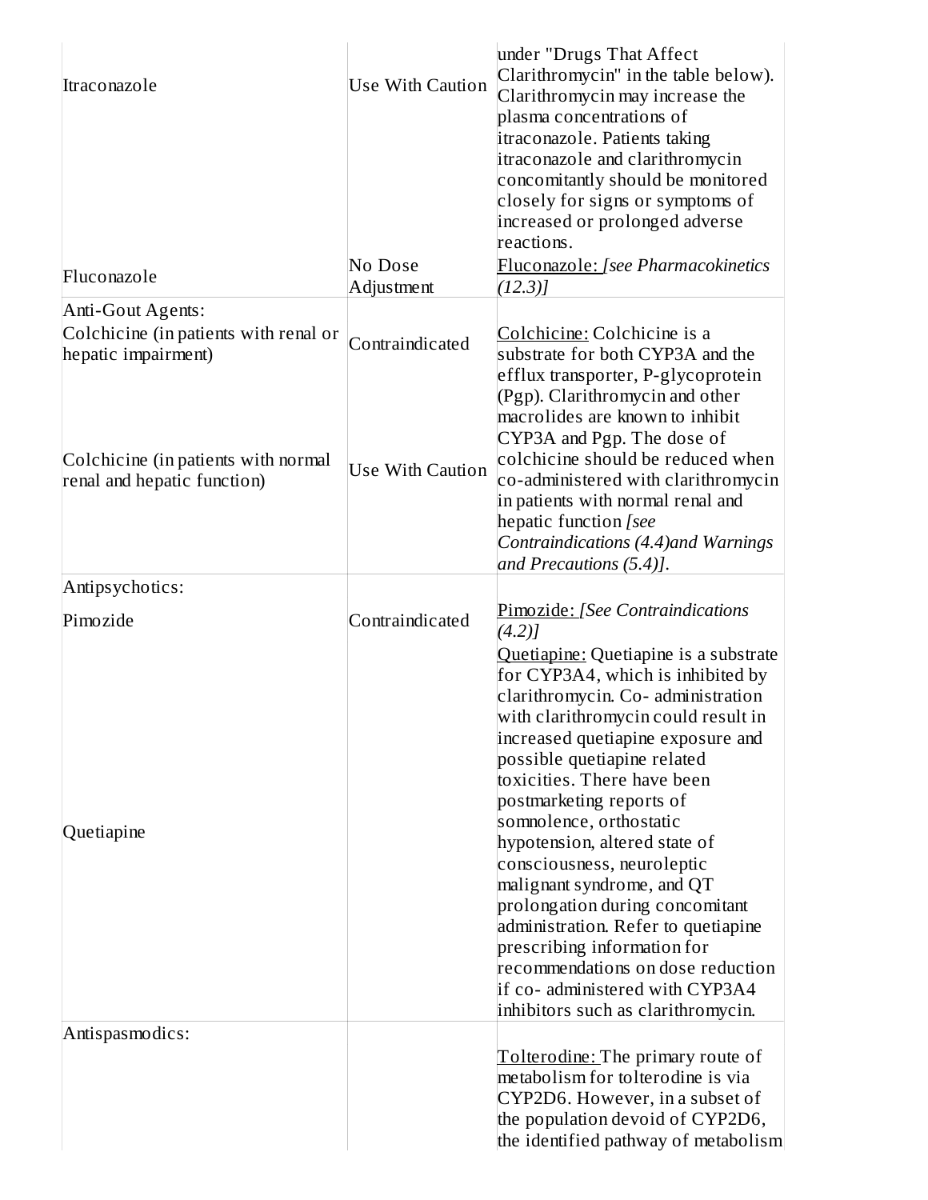| | | |
|---|---|---|
| Itraconazole | Use With Caution | under "Drugs That Affect Clarithromycin" in the table below). Clarithromycin may increase the plasma concentrations of itraconazole. Patients taking itraconazole and clarithromycin concomitantly should be monitored closely for signs or symptoms of increased or prolonged adverse reactions. |
| Fluconazole | No Dose Adjustment | Fluconazole: *[see Pharmacokinetics (12.3)]* |
| Anti-Gout Agents: | | |
| Colchicine (in patients with renal or hepatic impairment) | Contraindicated | Colchicine: Colchicine is a substrate for both CYP3A and the efflux transporter, P-glycoprotein (Pgp). Clarithromycin and other macrolides are known to inhibit CYP3A and Pgp. The dose of colchicine should be reduced when co-administered with clarithromycin in patients with normal renal and hepatic function *[see Contraindications (4.4)and Warnings and Precautions (5.4)]*. |
| Colchicine (in patients with normal renal and hepatic function) | Use With Caution | |
| Antipsychotics: | | |
| Pimozide | Contraindicated | Pimozide: *[See Contraindications (4.2)]* |
| Quetiapine | | Quetiapine: Quetiapine is a substrate for CYP3A4, which is inhibited by clarithromycin. Co- administration with clarithromycin could result in increased quetiapine exposure and possible quetiapine related toxicities. There have been postmarketing reports of somnolence, orthostatic hypotension, altered state of consciousness, neuroleptic malignant syndrome, and QT prolongation during concomitant administration. Refer to quetiapine prescribing information for recommendations on dose reduction if co- administered with CYP3A4 inhibitors such as clarithromycin. |
| Antispasmodics: | | Tolterodine: The primary route of metabolism for tolterodine is via CYP2D6. However, in a subset of the population devoid of CYP2D6, the identified pathway of metabolism |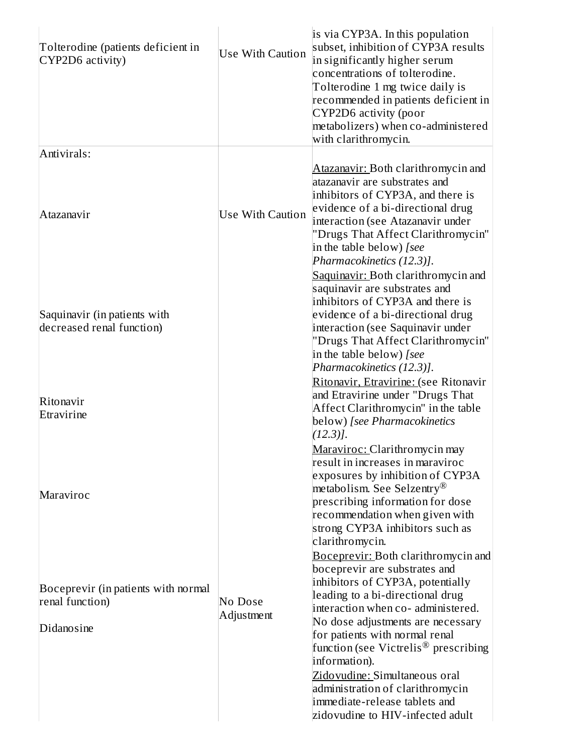| Tolterodine (patients deficient in CYP2D6 activity) | Use With Caution | is via CYP3A. In this population subset, inhibition of CYP3A results in significantly higher serum concentrations of tolterodine. Tolterodine 1 mg twice daily is recommended in patients deficient in CYP2D6 activity (poor metabolizers) when co-administered with clarithromycin. |
|---|---|---|
| Antivirals:<br><br>Atazanavir<br><br>Saquinavir (in patients with decreased renal function)<br><br>Ritonavir<br>Etravirine<br><br>Maraviroc | Use With Caution | Atazanavir: Both clarithromycin and atazanavir are substrates and inhibitors of CYP3A, and there is evidence of a bi-directional drug interaction (see Atazanavir under "Drugs That Affect Clarithromycin" in the table below) *[see Pharmacokinetics (12.3)]*.<br>Saquinavir: Both clarithromycin and saquinavir are substrates and inhibitors of CYP3A and there is evidence of a bi-directional drug interaction (see Saquinavir under "Drugs That Affect Clarithromycin" in the table below) *[see Pharmacokinetics (12.3)]*.<br>Ritonavir, Etravirine: (see Ritonavir and Etravirine under "Drugs That Affect Clarithromycin" in the table below) *[see Pharmacokinetics (12.3)]*.<br>Maraviroc: Clarithromycin may result in increases in maraviroc exposures by inhibition of CYP3A metabolism. See Selzentry® prescribing information for dose recommendation when given with strong CYP3A inhibitors such as clarithromycin. |
| Boceprevir (in patients with normal renal function)<br><br>Didanosine | No Dose Adjustment | Boceprevir: Both clarithromycin and boceprevir are substrates and inhibitors of CYP3A, potentially leading to a bi-directional drug interaction when co- administered. No dose adjustments are necessary for patients with normal renal function (see Victrelis® prescribing information).<br>Zidovudine: Simultaneous oral administration of clarithromycin immediate-release tablets and zidovudine to HIV-infected adult |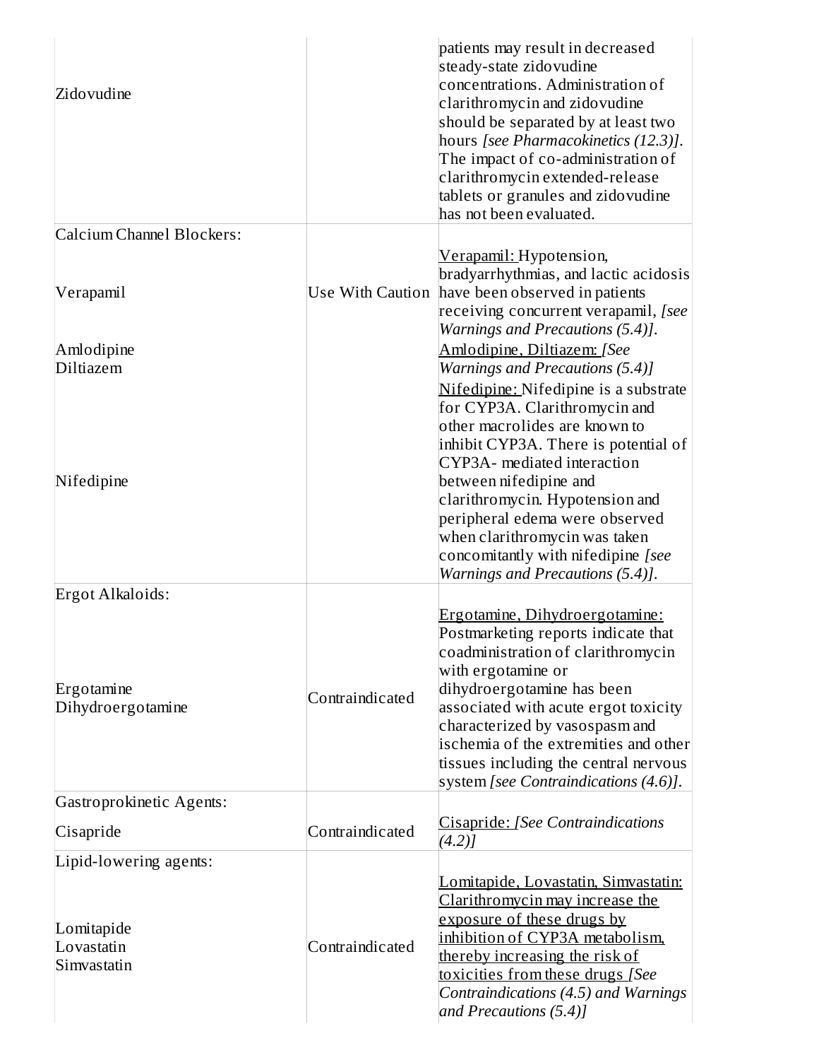| | | |
|---|---|---|
| Zidovudine | | patients may result in decreased steady-state zidovudine concentrations. Administration of clarithromycin and zidovudine should be separated by at least two hours *[see Pharmacokinetics (12.3)]*. The impact of co-administration of clarithromycin extended-release tablets or granules and zidovudine has not been evaluated. |
| Calcium Channel Blockers: | | |
| Verapamil | Use With Caution | Verapamil: Hypotension, bradyarrhythmias, and lactic acidosis have been observed in patients receiving concurrent verapamil, *[see Warnings and Precautions (5.4)]*. |
| Amlodipine<br>Diltiazem | | Amlodipine, Diltiazem: *[See Warnings and Precautions (5.4)]* |
| Nifedipine | | Nifedipine: Nifedipine is a substrate for CYP3A. Clarithromycin and other macrolides are known to inhibit CYP3A. There is potential of CYP3A- mediated interaction between nifedipine and clarithromycin. Hypotension and peripheral edema were observed when clarithromycin was taken concomitantly with nifedipine *[see Warnings and Precautions (5.4)]*. |
| Ergot Alkaloids: | | |
| Ergotamine<br>Dihydroergotamine | Contraindicated | Ergotamine, Dihydroergotamine: Postmarketing reports indicate that coadministration of clarithromycin with ergotamine or dihydroergotamine has been associated with acute ergot toxicity characterized by vasospasm and ischemia of the extremities and other tissues including the central nervous system *[see Contraindications (4.6)]*. |
| Gastroprokinetic Agents: | | |
| Cisapride | Contraindicated | Cisapride: *[See Contraindications (4.2)]* |
| Lipid-lowering agents: | | |
| Lomitapide<br>Lovastatin<br>Simvastatin | Contraindicated | Lomitapide, Lovastatin, Simvastatin: Clarithromycin may increase the exposure of these drugs by inhibition of CYP3A metabolism, thereby increasing the risk of toxicities from these drugs *[See Contraindications (4.5) and Warnings and Precautions (5.4)]* |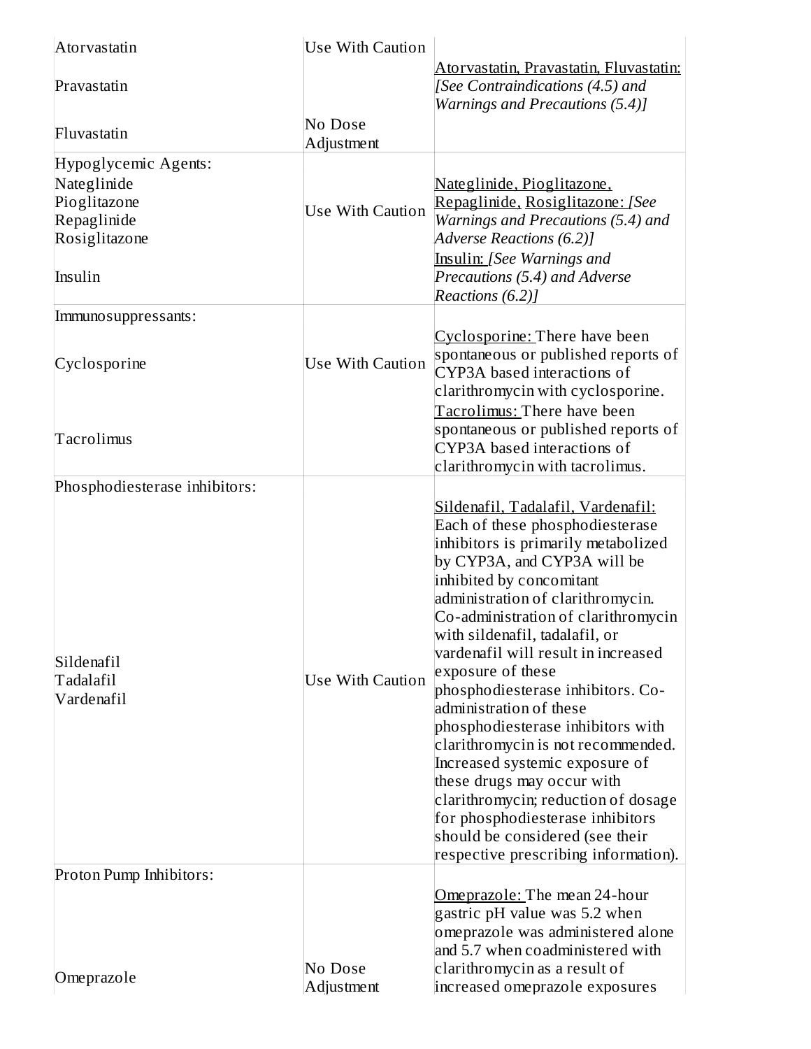| | | |
|---|---|---|
| Atorvastatin<br><br>Pravastatin<br><br>Fluvastatin | Use With Caution<br><br><br><br>No Dose Adjustment | Atorvastatin, Pravastatin, Fluvastatin: *[See Contraindications (4.5) and Warnings and Precautions (5.4)]* |
| Hypoglycemic Agents:<br>Nateglinide<br>Pioglitazone<br>Repaglinide<br>Rosiglitazone<br><br>Insulin | Use With Caution | Nateglinide, Pioglitazone, Repaglinide, Rosiglitazone: *[See Warnings and Precautions (5.4) and Adverse Reactions (6.2)]*<br>Insulin: *[See Warnings and Precautions (5.4) and Adverse Reactions (6.2)]* |
| Immunosuppressants:<br><br>Cyclosporine<br><br>Tacrolimus | Use With Caution | Cyclosporine: There have been spontaneous or published reports of CYP3A based interactions of clarithromycin with cyclosporine.<br>Tacrolimus: There have been spontaneous or published reports of CYP3A based interactions of clarithromycin with tacrolimus. |
| Phosphodiesterase inhibitors:<br><br>Sildenafil<br>Tadalafil<br>Vardenafil | Use With Caution | Sildenafil, Tadalafil, Vardenafil: Each of these phosphodiesterase inhibitors is primarily metabolized by CYP3A, and CYP3A will be inhibited by concomitant administration of clarithromycin. Co-administration of clarithromycin with sildenafil, tadalafil, or vardenafil will result in increased exposure of these phosphodiesterase inhibitors. Co-administration of these phosphodiesterase inhibitors with clarithromycin is not recommended. Increased systemic exposure of these drugs may occur with clarithromycin; reduction of dosage for phosphodiesterase inhibitors should be considered (see their respective prescribing information). |
| Proton Pump Inhibitors:<br><br>Omeprazole | No Dose Adjustment | Omeprazole: The mean 24-hour gastric pH value was 5.2 when omeprazole was administered alone and 5.7 when coadministered with clarithromycin as a result of increased omeprazole exposures |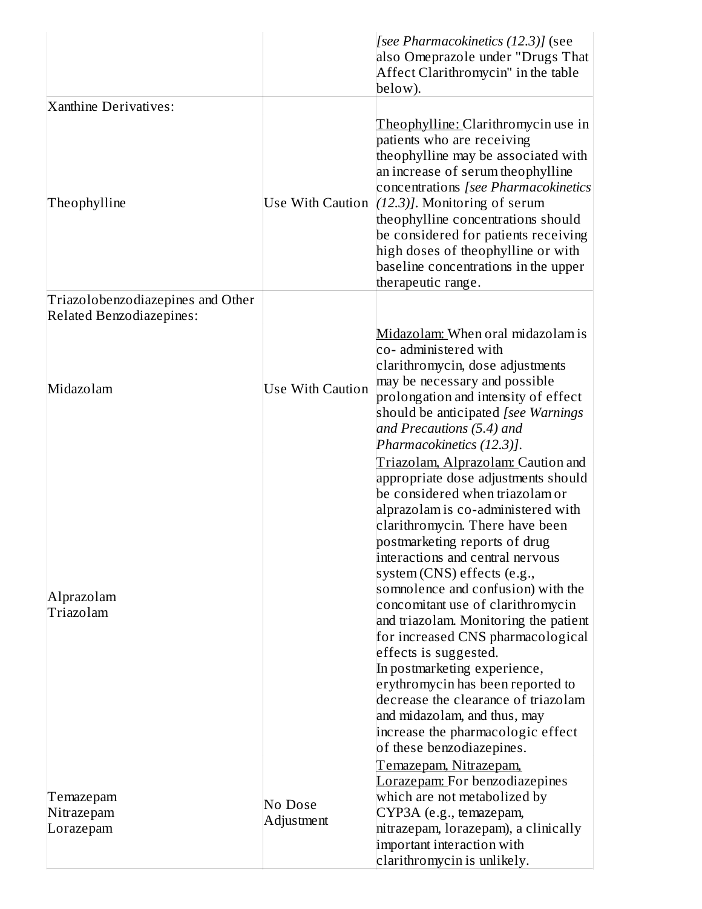| | | |
|---|---|---|
| | | *[see Pharmacokinetics (12.3)]* (see also Omeprazole under "Drugs That Affect Clarithromycin" in the table below). |
| Xanthine Derivatives: | | |
| Theophylline | Use With Caution | Theophylline: Clarithromycin use in patients who are receiving theophylline may be associated with an increase of serum theophylline concentrations *[see Pharmacokinetics (12.3)]*. Monitoring of serum theophylline concentrations should be considered for patients receiving high doses of theophylline or with baseline concentrations in the upper therapeutic range. |
| Triazolobenzodiazepines and Other Related Benzodiazepines: | | |
| Midazolam | Use With Caution | Midazolam: When oral midazolam is co- administered with clarithromycin, dose adjustments may be necessary and possible prolongation and intensity of effect should be anticipated *[see Warnings and Precautions (5.4) and Pharmacokinetics (12.3)]*. |
| Alprazolam<br>Triazolam | | Triazolam, Alprazolam: Caution and appropriate dose adjustments should be considered when triazolam or alprazolam is co-administered with clarithromycin. There have been postmarketing reports of drug interactions and central nervous system (CNS) effects (e.g., somnolence and confusion) with the concomitant use of clarithromycin and triazolam. Monitoring the patient for increased CNS pharmacological effects is suggested.<br>In postmarketing experience, erythromycin has been reported to decrease the clearance of triazolam and midazolam, and thus, may increase the pharmacologic effect of these benzodiazepines. |
| Temazepam<br>Nitrazepam<br>Lorazepam | No Dose Adjustment | Temazepam, Nitrazepam, Lorazepam: For benzodiazepines which are not metabolized by CYP3A (e.g., temazepam, nitrazepam, lorazepam), a clinically important interaction with clarithromycin is unlikely. |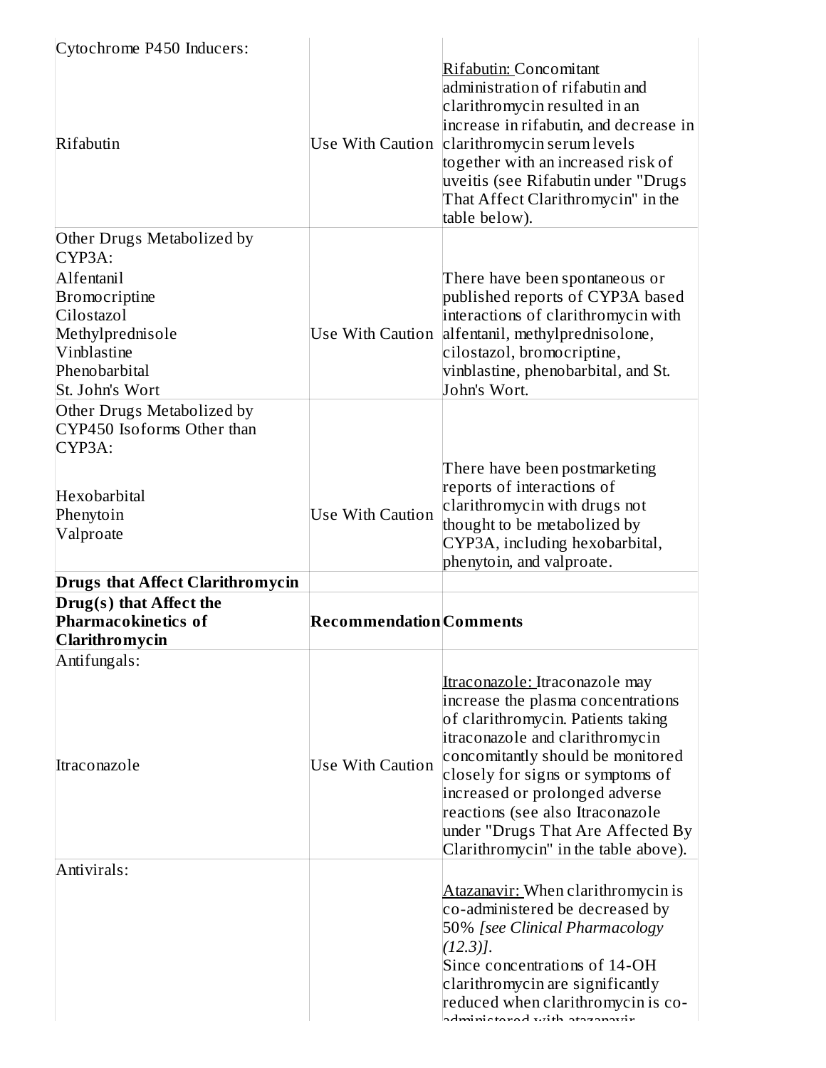| | | |
|---|---|---|
| Cytochrome P450 Inducers:<br><br>Rifabutin | Use With Caution | Rifabutin: Concomitant administration of rifabutin and clarithromycin resulted in an increase in rifabutin, and decrease in clarithromycin serum levels together with an increased risk of uveitis (see Rifabutin under "Drugs That Affect Clarithromycin" in the table below). |
| Other Drugs Metabolized by CYP3A:<br>Alfentanil<br>Bromocriptine<br>Cilostazol<br>Methylprednisole<br>Vinblastine<br>Phenobarbital<br>St. John's Wort | Use With Caution | There have been spontaneous or published reports of CYP3A based interactions of clarithromycin with alfentanil, methylprednisolone, cilostazol, bromocriptine, vinblastine, phenobarbital, and St. John's Wort. |
| Other Drugs Metabolized by CYP450 Isoforms Other than CYP3A:<br><br>Hexobarbital<br>Phenytoin<br>Valproate | Use With Caution | There have been postmarketing reports of interactions of clarithromycin with drugs not thought to be metabolized by CYP3A, including hexobarbital, phenytoin, and valproate. |
| **Drugs that Affect Clarithromycin** | | |
| **Drug(s) that Affect the Pharmacokinetics of Clarithromycin** | **Recommendation** | **Comments** |
| Antifungals:<br><br>Itraconazole | Use With Caution | Itraconazole: Itraconazole may increase the plasma concentrations of clarithromycin. Patients taking itraconazole and clarithromycin concomitantly should be monitored closely for signs or symptoms of increased or prolonged adverse reactions (see also Itraconazole under "Drugs That Are Affected By Clarithromycin" in the table above). |
| Antivirals: | | Atazanavir: When clarithromycin is co-administered be decreased by 50% *[see Clinical Pharmacology (12.3)]*.<br>Since concentrations of 14-OH clarithromycin are significantly reduced when clarithromycin is co-administered with atazanavir |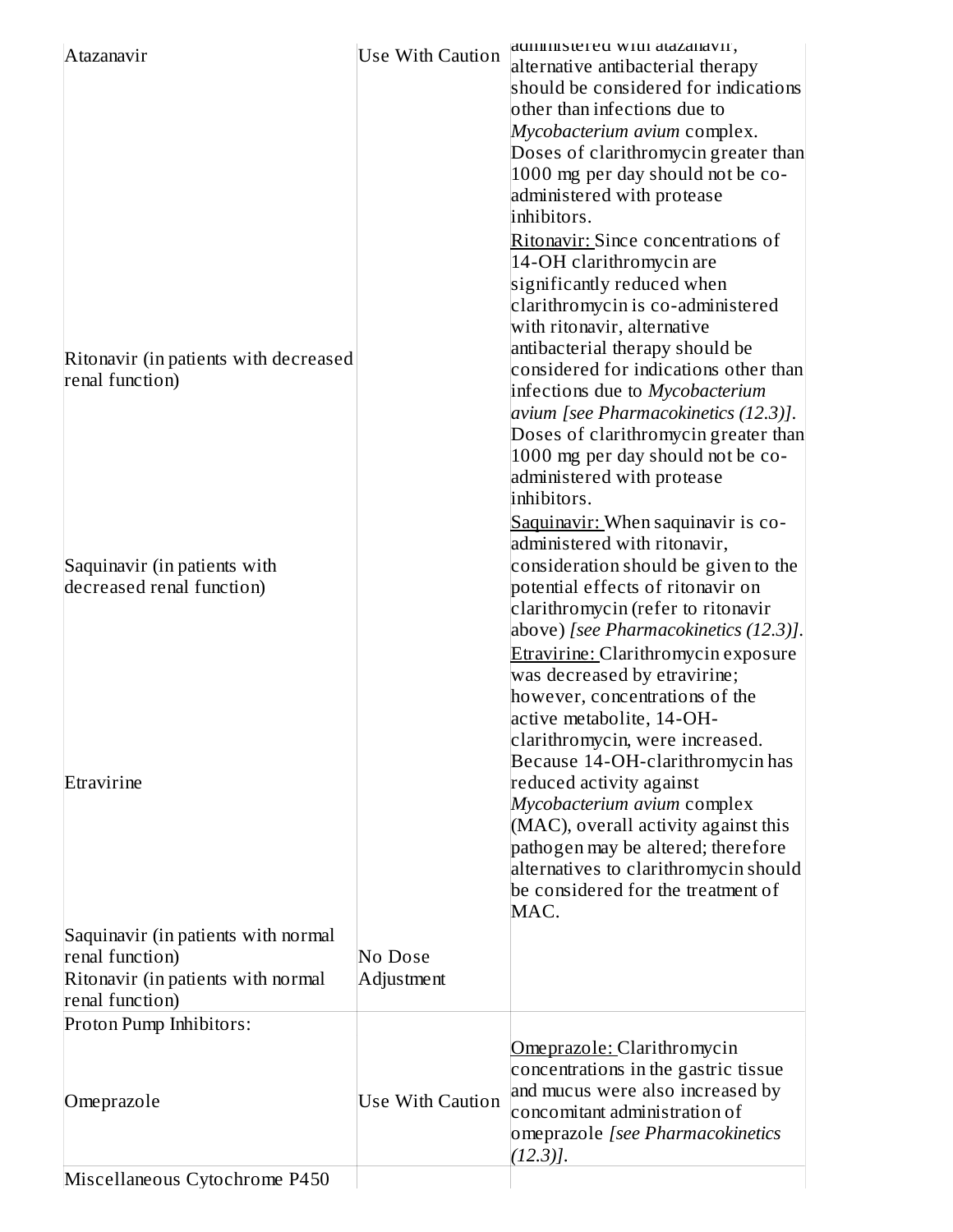| | | |
|---|---|---|
| Atazanavir | Use With Caution | administered with atazanavir, alternative antibacterial therapy should be considered for indications other than infections due to *Mycobacterium avium* complex. Doses of clarithromycin greater than 1000 mg per day should not be co-administered with protease inhibitors. |
| Ritonavir (in patients with decreased renal function) | | <u>Ritonavir:</u> Since concentrations of 14-OH clarithromycin are significantly reduced when clarithromycin is co-administered with ritonavir, alternative antibacterial therapy should be considered for indications other than infections due to *Mycobacterium avium [see Pharmacokinetics (12.3)]*. Doses of clarithromycin greater than 1000 mg per day should not be co-administered with protease inhibitors. |
| Saquinavir (in patients with decreased renal function) | | <u>Saquinavir:</u> When saquinavir is co-administered with ritonavir, consideration should be given to the potential effects of ritonavir on clarithromycin (refer to ritonavir above) *[see Pharmacokinetics (12.3)]*. |
| Etravirine | | <u>Etravirine:</u> Clarithromycin exposure was decreased by etravirine; however, concentrations of the active metabolite, 14-OH-clarithromycin, were increased. Because 14-OH-clarithromycin has reduced activity against *Mycobacterium avium* complex (MAC), overall activity against this pathogen may be altered; therefore alternatives to clarithromycin should be considered for the treatment of MAC. |
| Saquinavir (in patients with normal renal function)<br>Ritonavir (in patients with normal renal function) | No Dose Adjustment | |
| Proton Pump Inhibitors: | | |
| Omeprazole | Use With Caution | <u>Omeprazole:</u> Clarithromycin concentrations in the gastric tissue and mucus were also increased by concomitant administration of omeprazole *[see Pharmacokinetics (12.3)]*. |
| Miscellaneous Cytochrome P450 | | |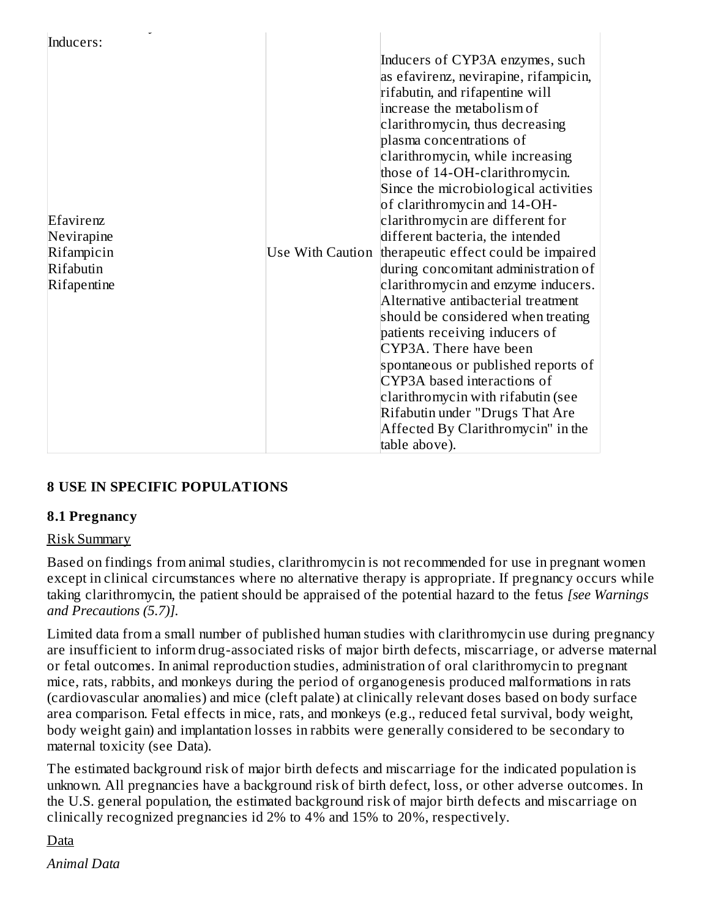| | | |
|---|---|---|
| Inducers: | | |
| Efavirenz<br>Nevirapine<br>Rifampicin<br>Rifabutin<br>Rifapentine | Use With Caution | Inducers of CYP3A enzymes, such as efavirenz, nevirapine, rifampicin, rifabutin, and rifapentine will increase the metabolism of clarithromycin, thus decreasing plasma concentrations of clarithromycin, while increasing those of 14-OH-clarithromycin. Since the microbiological activities of clarithromycin and 14-OH-clarithromycin are different for different bacteria, the intended therapeutic effect could be impaired during concomitant administration of clarithromycin and enzyme inducers. Alternative antibacterial treatment should be considered when treating patients receiving inducers of CYP3A. There have been spontaneous or published reports of CYP3A based interactions of clarithromycin with rifabutin (see Rifabutin under "Drugs That Are Affected By Clarithromycin" in the table above). |

## 8 USE IN SPECIFIC POPULATIONS

### 8.1 Pregnancy

Risk Summary

Based on findings from animal studies, clarithromycin is not recommended for use in pregnant women except in clinical circumstances where no alternative therapy is appropriate. If pregnancy occurs while taking clarithromycin, the patient should be appraised of the potential hazard to the fetus *[see Warnings and Precautions (5.7)]*.

Limited data from a small number of published human studies with clarithromycin use during pregnancy are insufficient to inform drug-associated risks of major birth defects, miscarriage, or adverse maternal or fetal outcomes. In animal reproduction studies, administration of oral clarithromycin to pregnant mice, rats, rabbits, and monkeys during the period of organogenesis produced malformations in rats (cardiovascular anomalies) and mice (cleft palate) at clinically relevant doses based on body surface area comparison. Fetal effects in mice, rats, and monkeys (e.g., reduced fetal survival, body weight, body weight gain) and implantation losses in rabbits were generally considered to be secondary to maternal toxicity (see Data).

The estimated background risk of major birth defects and miscarriage for the indicated population is unknown. All pregnancies have a background risk of birth defect, loss, or other adverse outcomes. In the U.S. general population, the estimated background risk of major birth defects and miscarriage on clinically recognized pregnancies id 2% to 4% and 15% to 20%, respectively.

Data

*Animal Data*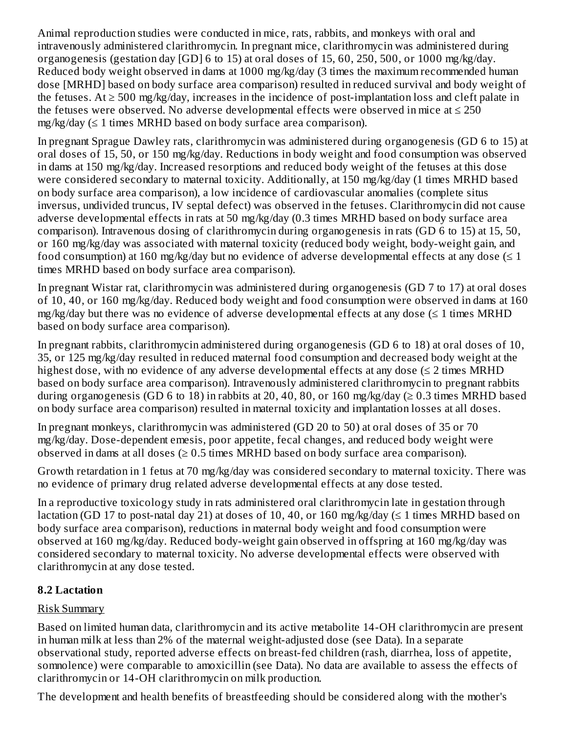Animal reproduction studies were conducted in mice, rats, rabbits, and monkeys with oral and intravenously administered clarithromycin. In pregnant mice, clarithromycin was administered during organogenesis (gestation day [GD] 6 to 15) at oral doses of 15, 60, 250, 500, or 1000 mg/kg/day. Reduced body weight observed in dams at 1000 mg/kg/day (3 times the maximum recommended human dose [MRHD] based on body surface area comparison) resulted in reduced survival and body weight of the fetuses. At ≥ 500 mg/kg/day, increases in the incidence of post-implantation loss and cleft palate in the fetuses were observed. No adverse developmental effects were observed in mice at ≤ 250 mg/kg/day (≤ 1 times MRHD based on body surface area comparison).

In pregnant Sprague Dawley rats, clarithromycin was administered during organogenesis (GD 6 to 15) at oral doses of 15, 50, or 150 mg/kg/day. Reductions in body weight and food consumption was observed in dams at 150 mg/kg/day. Increased resorptions and reduced body weight of the fetuses at this dose were considered secondary to maternal toxicity. Additionally, at 150 mg/kg/day (1 times MRHD based on body surface area comparison), a low incidence of cardiovascular anomalies (complete situs inversus, undivided truncus, IV septal defect) was observed in the fetuses. Clarithromycin did not cause adverse developmental effects in rats at 50 mg/kg/day (0.3 times MRHD based on body surface area comparison). Intravenous dosing of clarithromycin during organogenesis in rats (GD 6 to 15) at 15, 50, or 160 mg/kg/day was associated with maternal toxicity (reduced body weight, body-weight gain, and food consumption) at 160 mg/kg/day but no evidence of adverse developmental effects at any dose (≤ 1 times MRHD based on body surface area comparison).

In pregnant Wistar rat, clarithromycin was administered during organogenesis (GD 7 to 17) at oral doses of 10, 40, or 160 mg/kg/day. Reduced body weight and food consumption were observed in dams at 160 mg/kg/day but there was no evidence of adverse developmental effects at any dose (≤ 1 times MRHD based on body surface area comparison).

In pregnant rabbits, clarithromycin administered during organogenesis (GD 6 to 18) at oral doses of 10, 35, or 125 mg/kg/day resulted in reduced maternal food consumption and decreased body weight at the highest dose, with no evidence of any adverse developmental effects at any dose (≤ 2 times MRHD based on body surface area comparison). Intravenously administered clarithromycin to pregnant rabbits during organogenesis (GD 6 to 18) in rabbits at 20, 40, 80, or 160 mg/kg/day (≥ 0.3 times MRHD based on body surface area comparison) resulted in maternal toxicity and implantation losses at all doses.

In pregnant monkeys, clarithromycin was administered (GD 20 to 50) at oral doses of 35 or 70 mg/kg/day. Dose-dependent emesis, poor appetite, fecal changes, and reduced body weight were observed in dams at all doses (≥ 0.5 times MRHD based on body surface area comparison).

Growth retardation in 1 fetus at 70 mg/kg/day was considered secondary to maternal toxicity. There was no evidence of primary drug related adverse developmental effects at any dose tested.

In a reproductive toxicology study in rats administered oral clarithromycin late in gestation through lactation (GD 17 to post-natal day 21) at doses of 10, 40, or 160 mg/kg/day (≤ 1 times MRHD based on body surface area comparison), reductions in maternal body weight and food consumption were observed at 160 mg/kg/day. Reduced body-weight gain observed in offspring at 160 mg/kg/day was considered secondary to maternal toxicity. No adverse developmental effects were observed with clarithromycin at any dose tested.

## 8.2 Lactation

Risk Summary

Based on limited human data, clarithromycin and its active metabolite 14-OH clarithromycin are present in human milk at less than 2% of the maternal weight-adjusted dose (see Data). In a separate observational study, reported adverse effects on breast-fed children (rash, diarrhea, loss of appetite, somnolence) were comparable to amoxicillin (see Data). No data are available to assess the effects of clarithromycin or 14-OH clarithromycin on milk production.

The development and health benefits of breastfeeding should be considered along with the mother's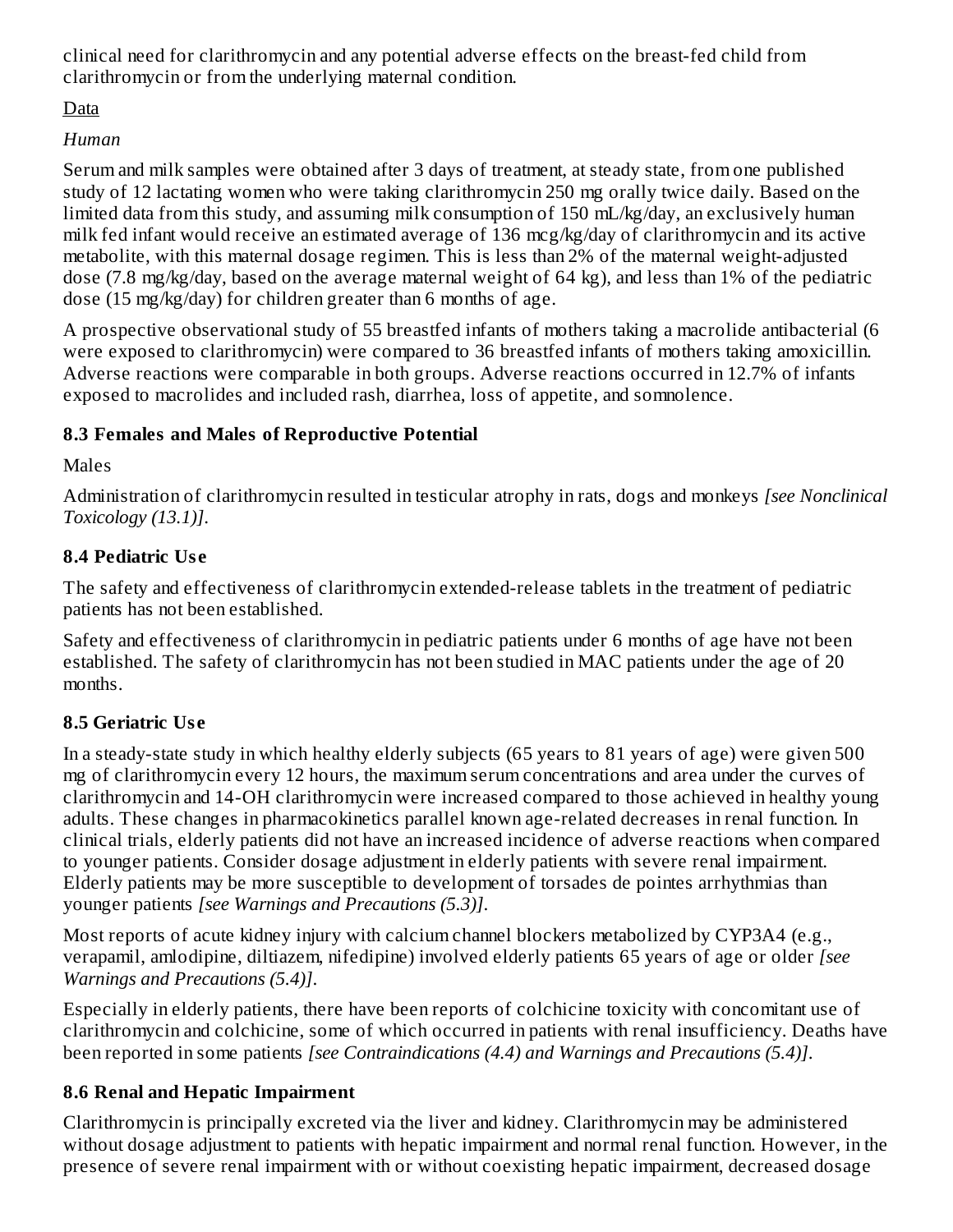clinical need for clarithromycin and any potential adverse effects on the breast-fed child from clarithromycin or from the underlying maternal condition.

Data

*Human*

Serum and milk samples were obtained after 3 days of treatment, at steady state, from one published study of 12 lactating women who were taking clarithromycin 250 mg orally twice daily. Based on the limited data from this study, and assuming milk consumption of 150 mL/kg/day, an exclusively human milk fed infant would receive an estimated average of 136 mcg/kg/day of clarithromycin and its active metabolite, with this maternal dosage regimen. This is less than 2% of the maternal weight-adjusted dose (7.8 mg/kg/day, based on the average maternal weight of 64 kg), and less than 1% of the pediatric dose (15 mg/kg/day) for children greater than 6 months of age.

A prospective observational study of 55 breastfed infants of mothers taking a macrolide antibacterial (6 were exposed to clarithromycin) were compared to 36 breastfed infants of mothers taking amoxicillin. Adverse reactions were comparable in both groups. Adverse reactions occurred in 12.7% of infants exposed to macrolides and included rash, diarrhea, loss of appetite, and somnolence.

### 8.3 Females and Males of Reproductive Potential

Males

Administration of clarithromycin resulted in testicular atrophy in rats, dogs and monkeys *[see Nonclinical Toxicology (13.1)]*.

### 8.4 Pediatric Use

The safety and effectiveness of clarithromycin extended-release tablets in the treatment of pediatric patients has not been established.

Safety and effectiveness of clarithromycin in pediatric patients under 6 months of age have not been established. The safety of clarithromycin has not been studied in MAC patients under the age of 20 months.

### 8.5 Geriatric Use

In a steady-state study in which healthy elderly subjects (65 years to 81 years of age) were given 500 mg of clarithromycin every 12 hours, the maximum serum concentrations and area under the curves of clarithromycin and 14-OH clarithromycin were increased compared to those achieved in healthy young adults. These changes in pharmacokinetics parallel known age-related decreases in renal function. In clinical trials, elderly patients did not have an increased incidence of adverse reactions when compared to younger patients. Consider dosage adjustment in elderly patients with severe renal impairment. Elderly patients may be more susceptible to development of torsades de pointes arrhythmias than younger patients *[see Warnings and Precautions (5.3)]*.

Most reports of acute kidney injury with calcium channel blockers metabolized by CYP3A4 (e.g., verapamil, amlodipine, diltiazem, nifedipine) involved elderly patients 65 years of age or older *[see Warnings and Precautions (5.4)]*.

Especially in elderly patients, there have been reports of colchicine toxicity with concomitant use of clarithromycin and colchicine, some of which occurred in patients with renal insufficiency. Deaths have been reported in some patients *[see Contraindications (4.4) and Warnings and Precautions (5.4)]*.

### 8.6 Renal and Hepatic Impairment

Clarithromycin is principally excreted via the liver and kidney. Clarithromycin may be administered without dosage adjustment to patients with hepatic impairment and normal renal function. However, in the presence of severe renal impairment with or without coexisting hepatic impairment, decreased dosage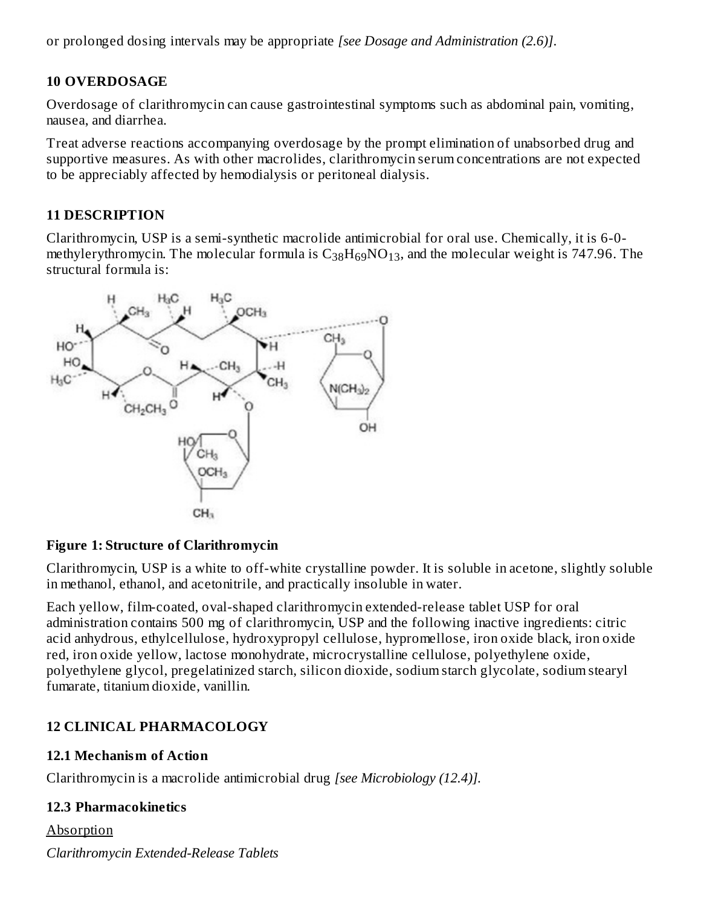or prolonged dosing intervals may be appropriate *[see Dosage and Administration (2.6)]*.

## 10 OVERDOSAGE

Overdosage of clarithromycin can cause gastrointestinal symptoms such as abdominal pain, vomiting, nausea, and diarrhea.

Treat adverse reactions accompanying overdosage by the prompt elimination of unabsorbed drug and supportive measures. As with other macrolides, clarithromycin serum concentrations are not expected to be appreciably affected by hemodialysis or peritoneal dialysis.

## 11 DESCRIPTION

Clarithromycin, USP is a semi-synthetic macrolide antimicrobial for oral use. Chemically, it is 6-0-methylerythromycin. The molecular formula is $C_{38}H_{69}NO_{13}$, and the molecular weight is 747.96. The structural formula is:

**Figure 1: Structure of Clarithromycin**

Clarithromycin, USP is a white to off-white crystalline powder. It is soluble in acetone, slightly soluble in methanol, ethanol, and acetonitrile, and practically insoluble in water.

Each yellow, film-coated, oval-shaped clarithromycin extended-release tablet USP for oral administration contains 500 mg of clarithromycin, USP and the following inactive ingredients: citric acid anhydrous, ethylcellulose, hydroxypropyl cellulose, hypromellose, iron oxide black, iron oxide red, iron oxide yellow, lactose monohydrate, microcrystalline cellulose, polyethylene oxide, polyethylene glycol, pregelatinized starch, silicon dioxide, sodium starch glycolate, sodium stearyl fumarate, titanium dioxide, vanillin.

## 12 CLINICAL PHARMACOLOGY

### 12.1 Mechanism of Action

Clarithromycin is a macrolide antimicrobial drug *[see Microbiology (12.4)]*.

### 12.3 Pharmacokinetics

Absorption

*Clarithromycin Extended-Release Tablets*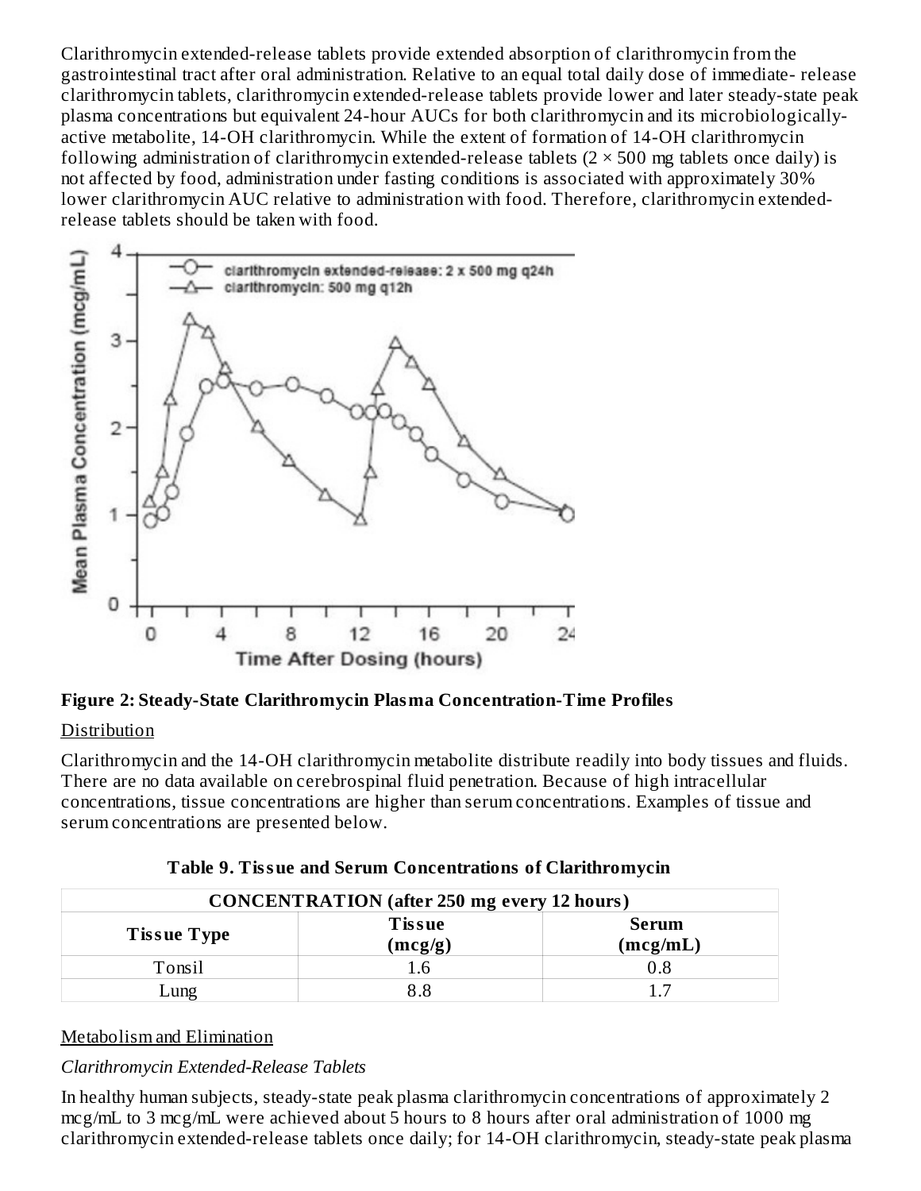Clarithromycin extended-release tablets provide extended absorption of clarithromycin from the gastrointestinal tract after oral administration. Relative to an equal total daily dose of immediate- release clarithromycin tablets, clarithromycin extended-release tablets provide lower and later steady-state peak plasma concentrations but equivalent 24-hour AUCs for both clarithromycin and its microbiologically-active metabolite, 14-OH clarithromycin. While the extent of formation of 14-OH clarithromycin following administration of clarithromycin extended-release tablets (2 × 500 mg tablets once daily) is not affected by food, administration under fasting conditions is associated with approximately 30% lower clarithromycin AUC relative to administration with food. Therefore, clarithromycin extended-release tablets should be taken with food.

**Figure 2: Steady-State Clarithromycin Plasma Concentration-Time Profiles**

Distribution

Clarithromycin and the 14-OH clarithromycin metabolite distribute readily into body tissues and fluids. There are no data available on cerebrospinal fluid penetration. Because of high intracellular concentrations, tissue concentrations are higher than serum concentrations. Examples of tissue and serum concentrations are presented below.

**Table 9. Tissue and Serum Concentrations of Clarithromycin**

| CONCENTRATION (after 250 mg every 12 hours) | | |
|---|---|---|
| **Tissue Type** | **Tissue (mcg/g)** | **Serum (mcg/mL)** |
| Tonsil | 1.6 | 0.8 |
| Lung | 8.8 | 1.7 |

Metabolism and Elimination

*Clarithromycin Extended-Release Tablets*

In healthy human subjects, steady-state peak plasma clarithromycin concentrations of approximately 2 mcg/mL to 3 mcg/mL were achieved about 5 hours to 8 hours after oral administration of 1000 mg clarithromycin extended-release tablets once daily; for 14-OH clarithromycin, steady-state peak plasma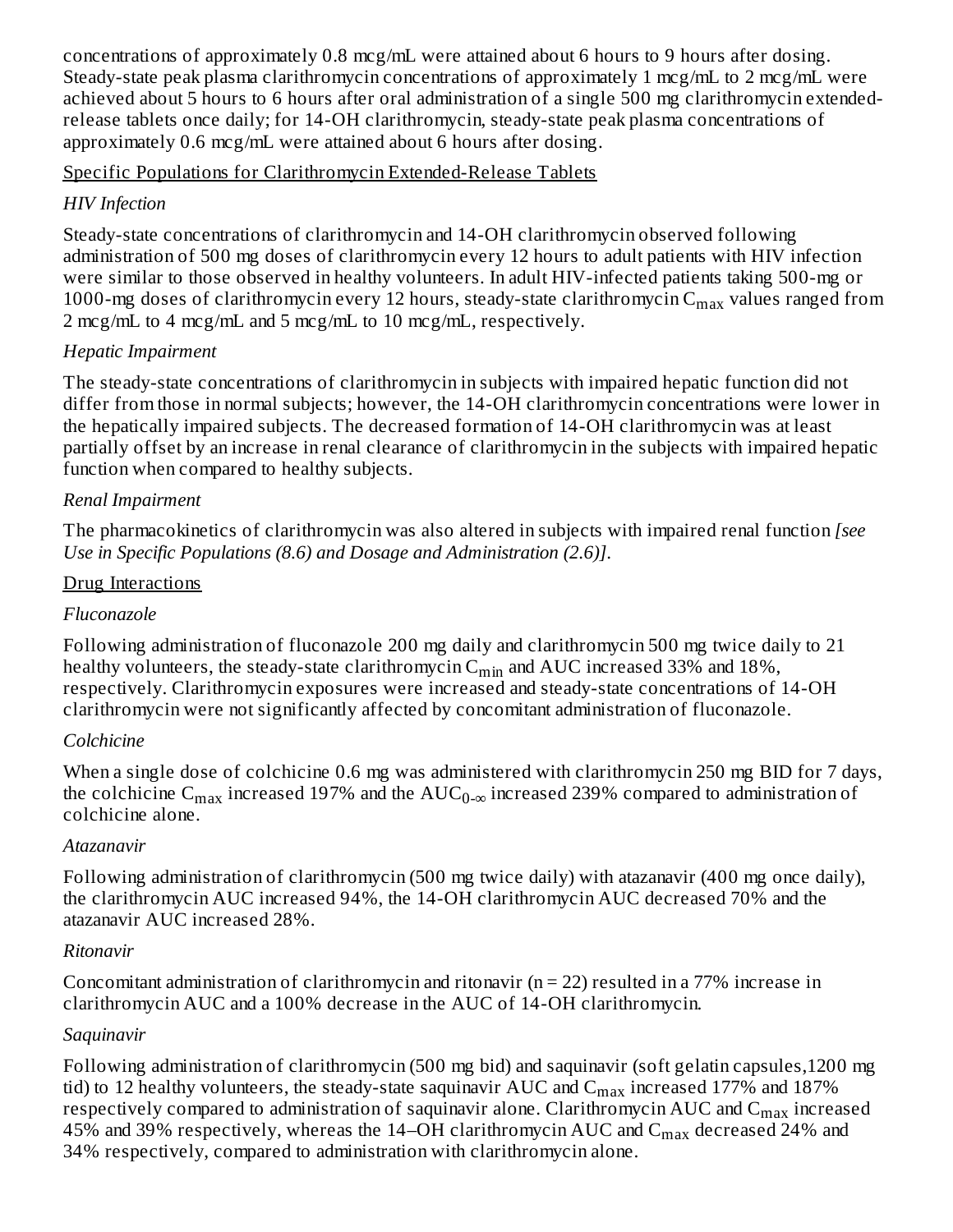concentrations of approximately 0.8 mcg/mL were attained about 6 hours to 9 hours after dosing. Steady-state peak plasma clarithromycin concentrations of approximately 1 mcg/mL to 2 mcg/mL were achieved about 5 hours to 6 hours after oral administration of a single 500 mg clarithromycin extended-release tablets once daily; for 14-OH clarithromycin, steady-state peak plasma concentrations of approximately 0.6 mcg/mL were attained about 6 hours after dosing.

Specific Populations for Clarithromycin Extended-Release Tablets

*HIV Infection*

Steady-state concentrations of clarithromycin and 14-OH clarithromycin observed following administration of 500 mg doses of clarithromycin every 12 hours to adult patients with HIV infection were similar to those observed in healthy volunteers. In adult HIV-infected patients taking 500-mg or 1000-mg doses of clarithromycin every 12 hours, steady-state clarithromycin $C_{max}$ values ranged from 2 mcg/mL to 4 mcg/mL and 5 mcg/mL to 10 mcg/mL, respectively.

*Hepatic Impairment*

The steady-state concentrations of clarithromycin in subjects with impaired hepatic function did not differ from those in normal subjects; however, the 14-OH clarithromycin concentrations were lower in the hepatically impaired subjects. The decreased formation of 14-OH clarithromycin was at least partially offset by an increase in renal clearance of clarithromycin in the subjects with impaired hepatic function when compared to healthy subjects.

*Renal Impairment*

The pharmacokinetics of clarithromycin was also altered in subjects with impaired renal function *[see Use in Specific Populations (8.6) and Dosage and Administration (2.6)]*.

Drug Interactions

*Fluconazole*

Following administration of fluconazole 200 mg daily and clarithromycin 500 mg twice daily to 21 healthy volunteers, the steady-state clarithromycin $C_{min}$ and AUC increased 33% and 18%, respectively. Clarithromycin exposures were increased and steady-state concentrations of 14-OH clarithromycin were not significantly affected by concomitant administration of fluconazole.

*Colchicine*

When a single dose of colchicine 0.6 mg was administered with clarithromycin 250 mg BID for 7 days, the colchicine $C_{max}$ increased 197% and the $AUC_{0-\infty}$ increased 239% compared to administration of colchicine alone.

*Atazanavir*

Following administration of clarithromycin (500 mg twice daily) with atazanavir (400 mg once daily), the clarithromycin AUC increased 94%, the 14-OH clarithromycin AUC decreased 70% and the atazanavir AUC increased 28%.

*Ritonavir*

Concomitant administration of clarithromycin and ritonavir (n = 22) resulted in a 77% increase in clarithromycin AUC and a 100% decrease in the AUC of 14-OH clarithromycin.

*Saquinavir*

Following administration of clarithromycin (500 mg bid) and saquinavir (soft gelatin capsules,1200 mg tid) to 12 healthy volunteers, the steady-state saquinavir AUC and $C_{max}$ increased 177% and 187% respectively compared to administration of saquinavir alone. Clarithromycin AUC and $C_{max}$ increased 45% and 39% respectively, whereas the 14–OH clarithromycin AUC and $C_{max}$ decreased 24% and 34% respectively, compared to administration with clarithromycin alone.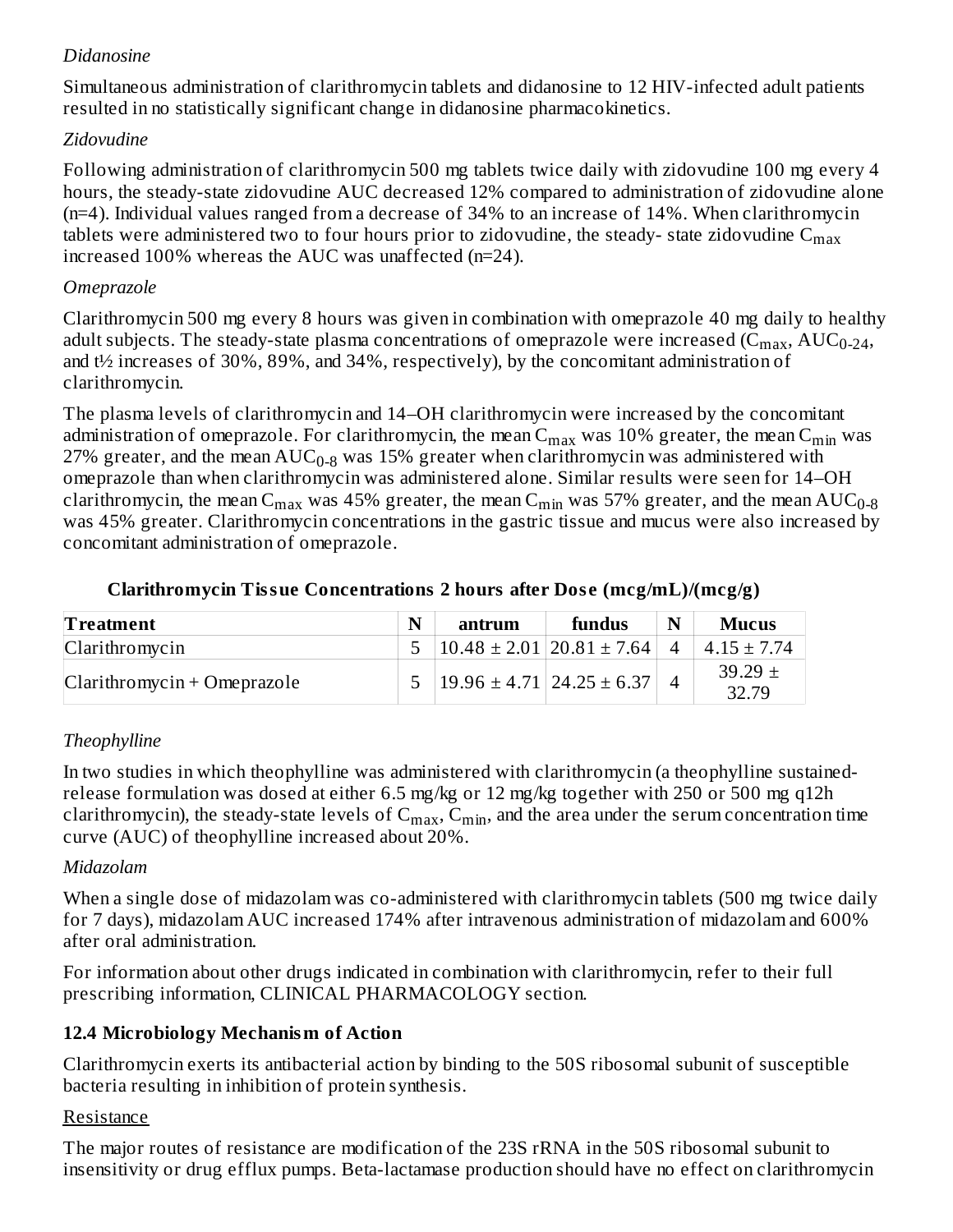*Didanosine*

Simultaneous administration of clarithromycin tablets and didanosine to 12 HIV-infected adult patients resulted in no statistically significant change in didanosine pharmacokinetics.

*Zidovudine*

Following administration of clarithromycin 500 mg tablets twice daily with zidovudine 100 mg every 4 hours, the steady-state zidovudine AUC decreased 12% compared to administration of zidovudine alone (n=4). Individual values ranged from a decrease of 34% to an increase of 14%. When clarithromycin tablets were administered two to four hours prior to zidovudine, the steady- state zidovudine $C_{max}$ increased 100% whereas the AUC was unaffected (n=24).

*Omeprazole*

Clarithromycin 500 mg every 8 hours was given in combination with omeprazole 40 mg daily to healthy adult subjects. The steady-state plasma concentrations of omeprazole were increased ($C_{max}$, $AUC_{0-24}$, and t½ increases of 30%, 89%, and 34%, respectively), by the concomitant administration of clarithromycin.

The plasma levels of clarithromycin and 14–OH clarithromycin were increased by the concomitant administration of omeprazole. For clarithromycin, the mean $C_{max}$ was 10% greater, the mean $C_{min}$ was 27% greater, and the mean $AUC_{0-8}$ was 15% greater when clarithromycin was administered with omeprazole than when clarithromycin was administered alone. Similar results were seen for 14–OH clarithromycin, the mean $C_{max}$ was 45% greater, the mean $C_{min}$ was 57% greater, and the mean $AUC_{0-8}$ was 45% greater. Clarithromycin concentrations in the gastric tissue and mucus were also increased by concomitant administration of omeprazole.

**Clarithromycin Tissue Concentrations 2 hours after Dose (mcg/mL)/(mcg/g)**

| Treatment | N | antrum | fundus | N | Mucus |
|---|---|---|---|---|---|
| Clarithromycin | 5 | 10.48 ± 2.01 | 20.81 ± 7.64 | 4 | 4.15 ± 7.74 |
| Clarithromycin + Omeprazole | 5 | 19.96 ± 4.71 | 24.25 ± 6.37 | 4 | 39.29 ± 32.79 |

*Theophylline*

In two studies in which theophylline was administered with clarithromycin (a theophylline sustained-release formulation was dosed at either 6.5 mg/kg or 12 mg/kg together with 250 or 500 mg q12h clarithromycin), the steady-state levels of $C_{max}$, $C_{min}$, and the area under the serum concentration time curve (AUC) of theophylline increased about 20%.

*Midazolam*

When a single dose of midazolam was co-administered with clarithromycin tablets (500 mg twice daily for 7 days), midazolam AUC increased 174% after intravenous administration of midazolam and 600% after oral administration.

For information about other drugs indicated in combination with clarithromycin, refer to their full prescribing information, CLINICAL PHARMACOLOGY section.

### 12.4 Microbiology Mechanism of Action

Clarithromycin exerts its antibacterial action by binding to the 50S ribosomal subunit of susceptible bacteria resulting in inhibition of protein synthesis.

Resistance

The major routes of resistance are modification of the 23S rRNA in the 50S ribosomal subunit to insensitivity or drug efflux pumps. Beta-lactamase production should have no effect on clarithromycin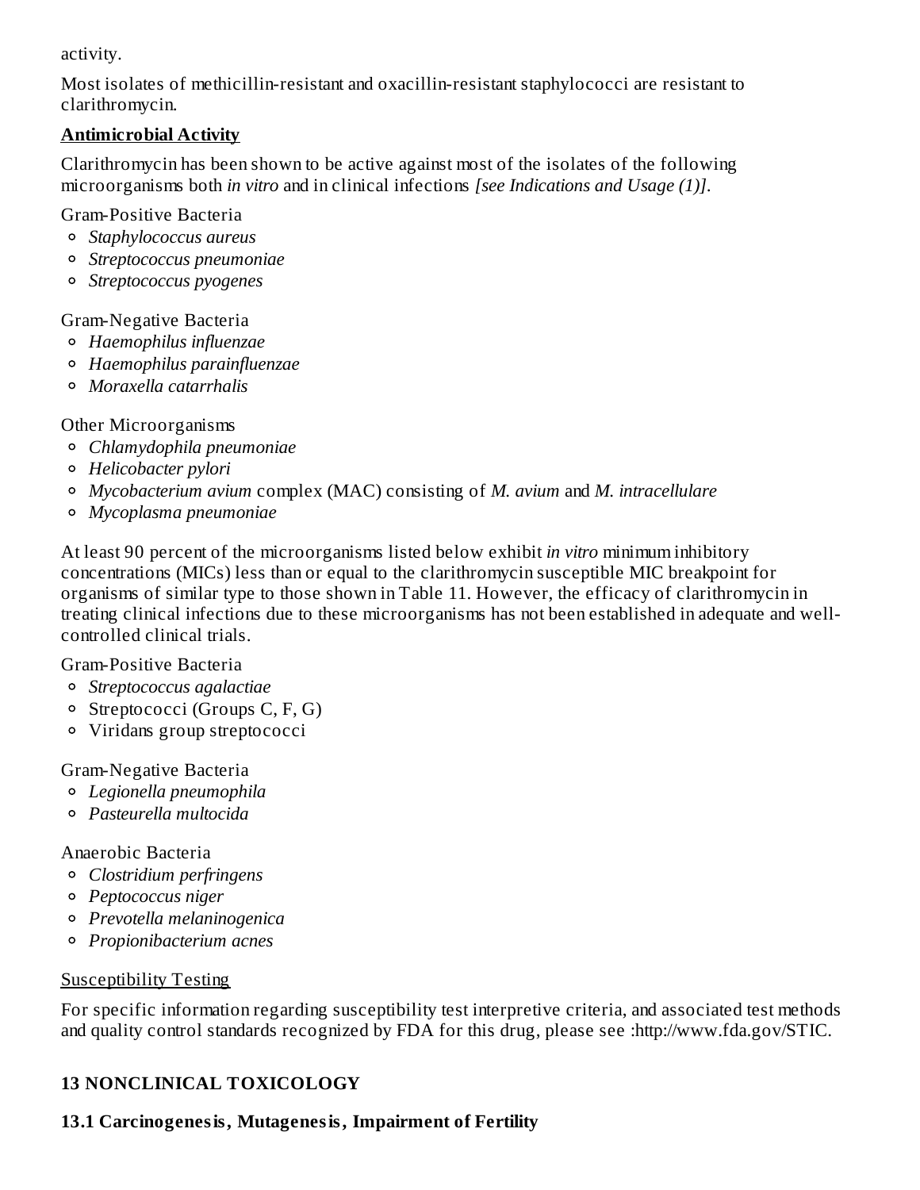activity.

Most isolates of methicillin-resistant and oxacillin-resistant staphylococci are resistant to clarithromycin.

**Antimicrobial Activity**

Clarithromycin has been shown to be active against most of the isolates of the following microorganisms both *in vitro* and in clinical infections *[see Indications and Usage (1)]*.

Gram-Positive Bacteria

- *Staphylococcus aureus*
- *Streptococcus pneumoniae*
- *Streptococcus pyogenes*

Gram-Negative Bacteria

- *Haemophilus influenzae*
- *Haemophilus parainfluenzae*
- *Moraxella catarrhalis*

Other Microorganisms

- *Chlamydophila pneumoniae*
- *Helicobacter pylori*
- *Mycobacterium avium* complex (MAC) consisting of *M. avium* and *M. intracellulare*
- *Mycoplasma pneumoniae*

At least 90 percent of the microorganisms listed below exhibit *in vitro* minimum inhibitory concentrations (MICs) less than or equal to the clarithromycin susceptible MIC breakpoint for organisms of similar type to those shown in Table 11. However, the efficacy of clarithromycin in treating clinical infections due to these microorganisms has not been established in adequate and well-controlled clinical trials.

Gram-Positive Bacteria

- *Streptococcus agalactiae*
- Streptococci (Groups C, F, G)
- Viridans group streptococci

Gram-Negative Bacteria

- *Legionella pneumophila*
- *Pasteurella multocida*

Anaerobic Bacteria

- *Clostridium perfringens*
- *Peptococcus niger*
- *Prevotella melaninogenica*
- *Propionibacterium acnes*

Susceptibility Testing

For specific information regarding susceptibility test interpretive criteria, and associated test methods and quality control standards recognized by FDA for this drug, please see :http://www.fda.gov/STIC.

## 13 NONCLINICAL TOXICOLOGY

### 13.1 Carcinogenesis, Mutagenesis, Impairment of Fertility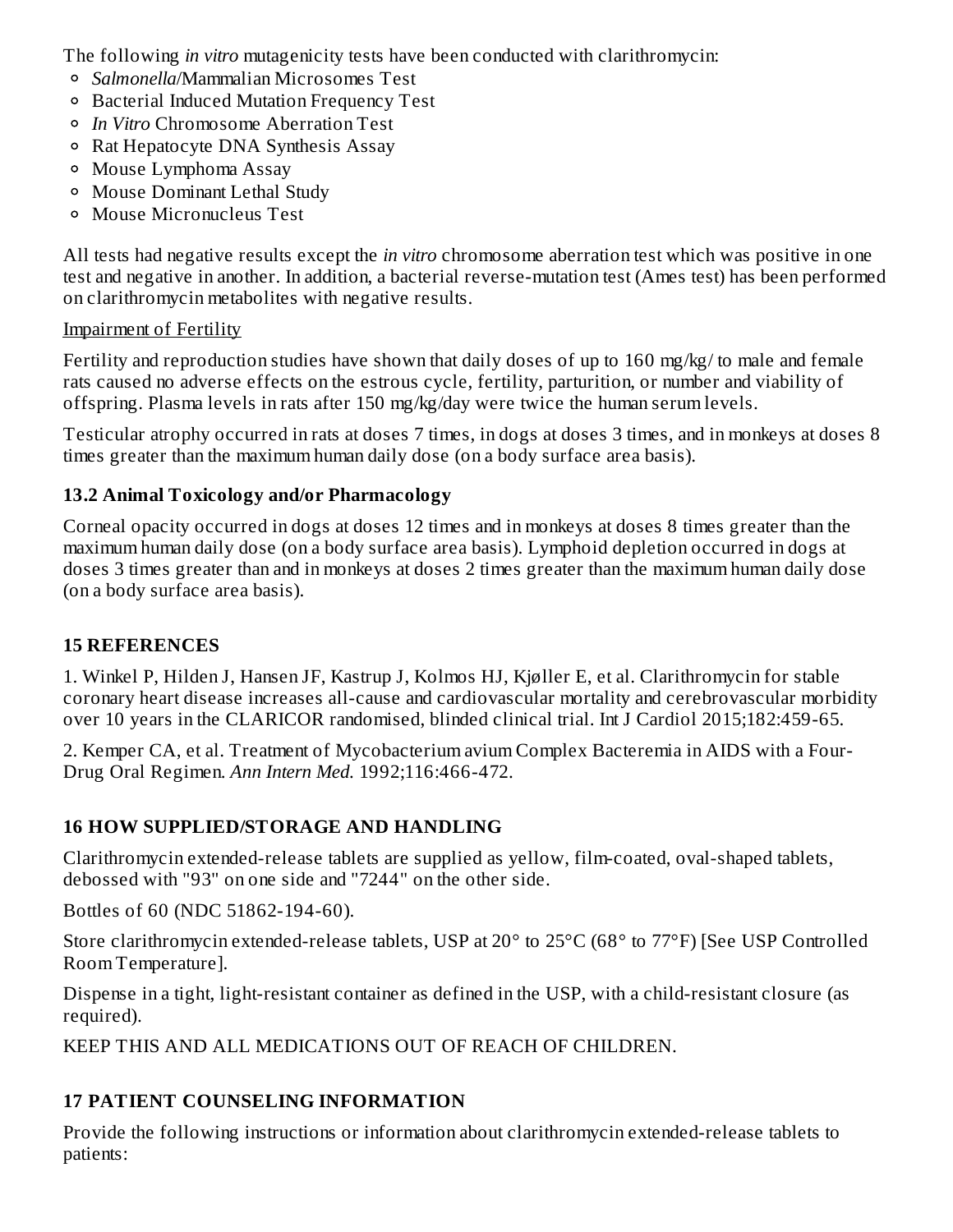The following *in vitro* mutagenicity tests have been conducted with clarithromycin:

- *Salmonella*/Mammalian Microsomes Test
- Bacterial Induced Mutation Frequency Test
- *In Vitro* Chromosome Aberration Test
- Rat Hepatocyte DNA Synthesis Assay
- Mouse Lymphoma Assay
- Mouse Dominant Lethal Study
- Mouse Micronucleus Test

All tests had negative results except the *in vitro* chromosome aberration test which was positive in one test and negative in another. In addition, a bacterial reverse-mutation test (Ames test) has been performed on clarithromycin metabolites with negative results.

Impairment of Fertility

Fertility and reproduction studies have shown that daily doses of up to 160 mg/kg/ to male and female rats caused no adverse effects on the estrous cycle, fertility, parturition, or number and viability of offspring. Plasma levels in rats after 150 mg/kg/day were twice the human serum levels.

Testicular atrophy occurred in rats at doses 7 times, in dogs at doses 3 times, and in monkeys at doses 8 times greater than the maximum human daily dose (on a body surface area basis).

### 13.2 Animal Toxicology and/or Pharmacology

Corneal opacity occurred in dogs at doses 12 times and in monkeys at doses 8 times greater than the maximum human daily dose (on a body surface area basis). Lymphoid depletion occurred in dogs at doses 3 times greater than and in monkeys at doses 2 times greater than the maximum human daily dose (on a body surface area basis).

## 15 REFERENCES

1. Winkel P, Hilden J, Hansen JF, Kastrup J, Kolmos HJ, Kjøller E, et al. Clarithromycin for stable coronary heart disease increases all-cause and cardiovascular mortality and cerebrovascular morbidity over 10 years in the CLARICOR randomised, blinded clinical trial. Int J Cardiol 2015;182:459-65.

2. Kemper CA, et al. Treatment of Mycobacterium avium Complex Bacteremia in AIDS with a Four-Drug Oral Regimen. *Ann Intern Med.* 1992;116:466-472.

## 16 HOW SUPPLIED/STORAGE AND HANDLING

Clarithromycin extended-release tablets are supplied as yellow, film-coated, oval-shaped tablets, debossed with "93" on one side and "7244" on the other side.

Bottles of 60 (NDC 51862-194-60).

Store clarithromycin extended-release tablets, USP at 20° to 25°C (68° to 77°F) [See USP Controlled Room Temperature].

Dispense in a tight, light-resistant container as defined in the USP, with a child-resistant closure (as required).

KEEP THIS AND ALL MEDICATIONS OUT OF REACH OF CHILDREN.

## 17 PATIENT COUNSELING INFORMATION

Provide the following instructions or information about clarithromycin extended-release tablets to patients: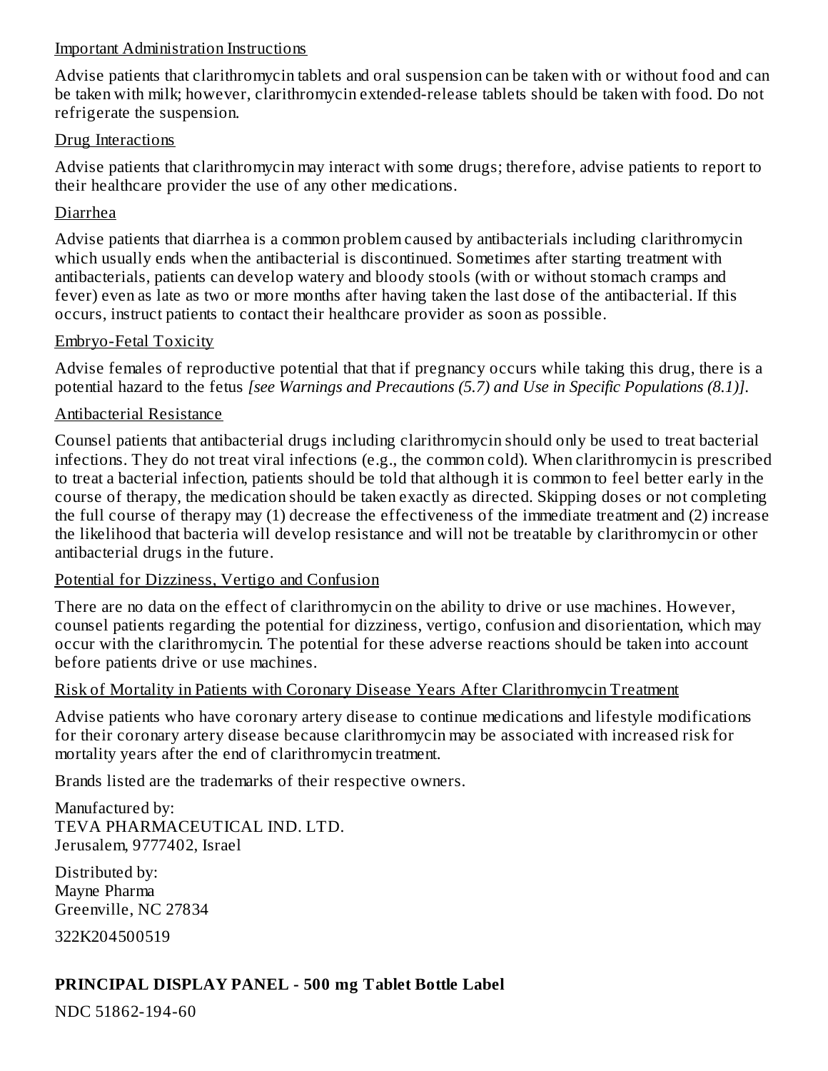Important Administration Instructions

Advise patients that clarithromycin tablets and oral suspension can be taken with or without food and can be taken with milk; however, clarithromycin extended-release tablets should be taken with food. Do not refrigerate the suspension.

Drug Interactions

Advise patients that clarithromycin may interact with some drugs; therefore, advise patients to report to their healthcare provider the use of any other medications.

Diarrhea

Advise patients that diarrhea is a common problem caused by antibacterials including clarithromycin which usually ends when the antibacterial is discontinued. Sometimes after starting treatment with antibacterials, patients can develop watery and bloody stools (with or without stomach cramps and fever) even as late as two or more months after having taken the last dose of the antibacterial. If this occurs, instruct patients to contact their healthcare provider as soon as possible.

Embryo-Fetal Toxicity

Advise females of reproductive potential that that if pregnancy occurs while taking this drug, there is a potential hazard to the fetus *[see Warnings and Precautions (5.7) and Use in Specific Populations (8.1)]*.

Antibacterial Resistance

Counsel patients that antibacterial drugs including clarithromycin should only be used to treat bacterial infections. They do not treat viral infections (e.g., the common cold). When clarithromycin is prescribed to treat a bacterial infection, patients should be told that although it is common to feel better early in the course of therapy, the medication should be taken exactly as directed. Skipping doses or not completing the full course of therapy may (1) decrease the effectiveness of the immediate treatment and (2) increase the likelihood that bacteria will develop resistance and will not be treatable by clarithromycin or other antibacterial drugs in the future.

Potential for Dizziness, Vertigo and Confusion

There are no data on the effect of clarithromycin on the ability to drive or use machines. However, counsel patients regarding the potential for dizziness, vertigo, confusion and disorientation, which may occur with the clarithromycin. The potential for these adverse reactions should be taken into account before patients drive or use machines.

Risk of Mortality in Patients with Coronary Disease Years After Clarithromycin Treatment

Advise patients who have coronary artery disease to continue medications and lifestyle modifications for their coronary artery disease because clarithromycin may be associated with increased risk for mortality years after the end of clarithromycin treatment.

Brands listed are the trademarks of their respective owners.

Manufactured by:
TEVA PHARMACEUTICAL IND. LTD.
Jerusalem, 9777402, Israel

Distributed by:
Mayne Pharma
Greenville, NC 27834

322K204500519

**PRINCIPAL DISPLAY PANEL - 500 mg Tablet Bottle Label**

NDC 51862-194-60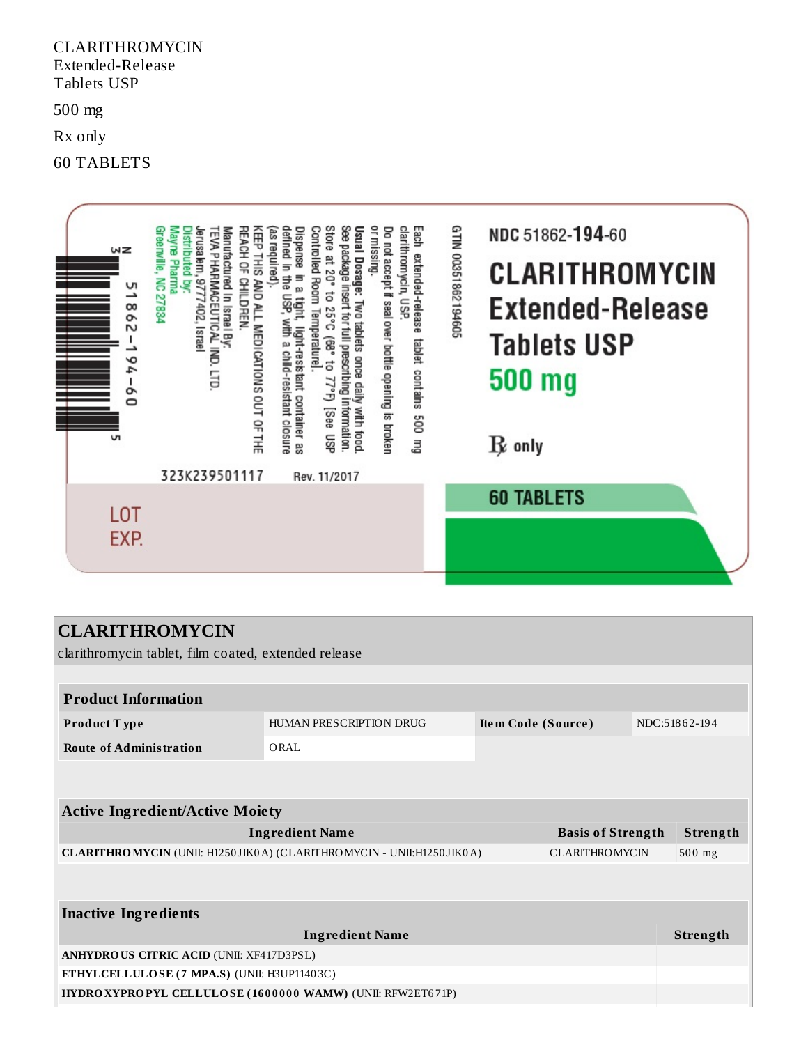CLARITHROMYCIN
Extended-Release
Tablets USP

500 mg

Rx only

60 TABLETS

NDC 51862-194-60

CLARITHROMYCIN
Extended-Release
Tablets USP
500 mg

℞ only

60 TABLETS

GTIN 00351862194605

Each extended-release tablet contains 500 mg clarithromycin, USP.

Do not accept if seal over bottle opening is broken or missing.

**Usual Dosage:** Two tablets once daily with food. See package insert for full prescribing information.

Store at 20° to 25°C (68° to 77°F) [See USP Controlled Room Temperature].

Dispense in a tight, light-resistant container as defined in the USP, with a child-resistant closure (as required).

KEEP THIS AND ALL MEDICATIONS OUT OF THE REACH OF CHILDREN.

Manufactured In Israel By:
TEVA PHARMACEUTICAL IND. LTD.
Jerusalem, 9777402, Israel

Distributed by:
Mayne Pharma
Greenville, NC 27834

323K239501117 Rev. 11/2017

N 3 51862-194-60 5

LOT
EXP.

## CLARITHROMYCIN

clarithromycin tablet, film coated, extended release

| Product Information | | | |
|---|---|---|---|
| **Product Type** | HUMAN PRESCRIPTION DRUG | **Item Code (Source)** | NDC:51862-194 |
| **Route of Administration** | ORAL | | |

| Active Ingredient/Active Moiety | | |
|---|---|---|
| **Ingredient Name** | **Basis of Strength** | **Strength** |
| **CLARITHROMYCIN** (UNII: H1250JIK0A) (CLARITHROMYCIN - UNII:H1250JIK0A) | CLARITHROMYCIN | 500 mg |

| Inactive Ingredients | |
|---|---|
| **Ingredient Name** | **Strength** |
| **ANHYDROUS CITRIC ACID** (UNII: XF417D3PSL) | |
| **ETHYLCELLULOSE (7 MPA.S)** (UNII: H3UP11403C) | |
| **HYDROXYPROPYL CELLULOSE (1600000 WAMW)** (UNII: RFW2ET671P) | |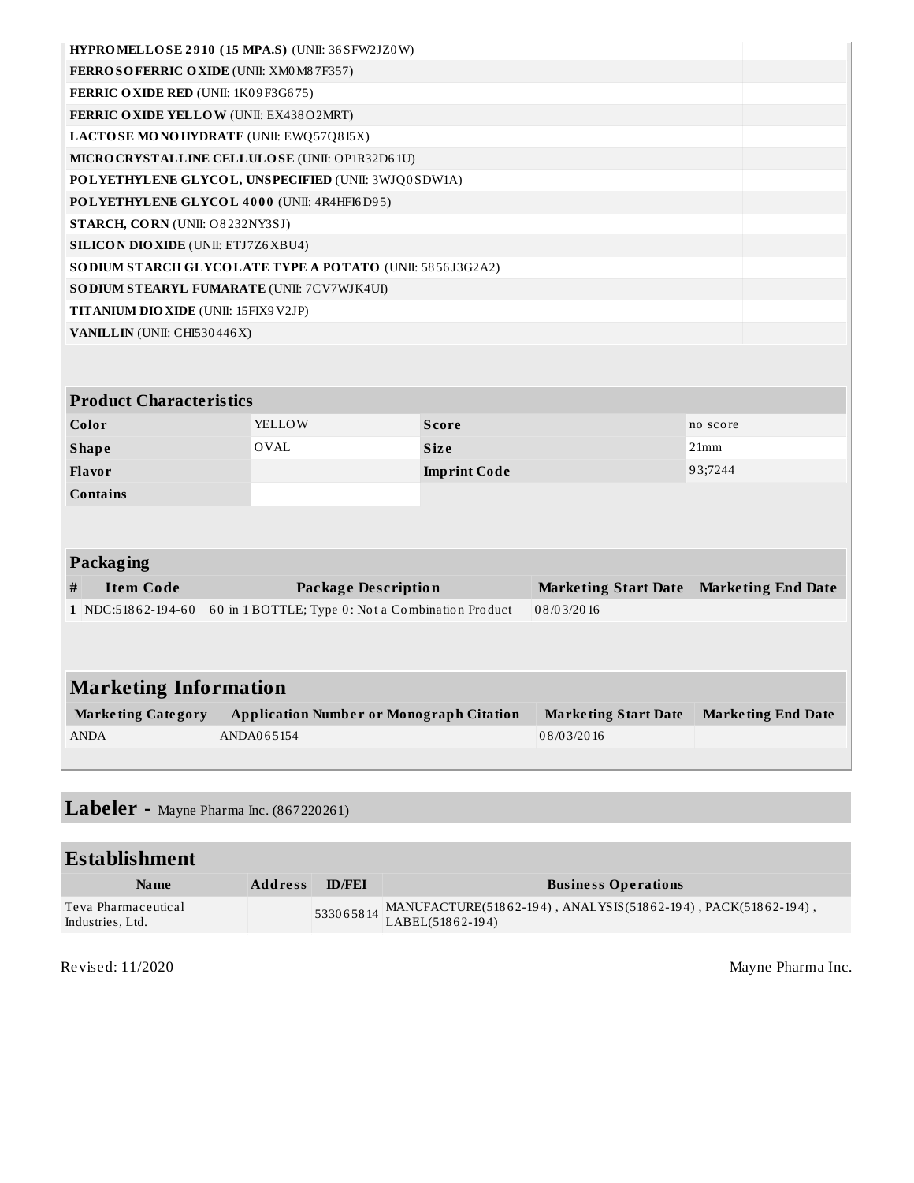| | |
|---|---|
| **HYPROMELLOSE 2910 (15 MPA.S)** (UNII: 36SFW2JZ0W) | |
| **FERROSOFERRIC OXIDE** (UNII: XM0M87F357) | |
| **FERRIC OXIDE RED** (UNII: 1K09F3G675) | |
| **FERRIC OXIDE YELLOW** (UNII: EX438O2MRT) | |
| **LACTOSE MONOHYDRATE** (UNII: EWQ57Q8I5X) | |
| **MICROCRYSTALLINE CELLULOSE** (UNII: OP1R32D61U) | |
| **POLYETHYLENE GLYCOL, UNSPECIFIED** (UNII: 3WJQ0SDW1A) | |
| **POLYETHYLENE GLYCOL 4000** (UNII: 4R4HFI6D95) | |
| **STARCH, CORN** (UNII: O8232NY3SJ) | |
| **SILICON DIOXIDE** (UNII: ETJ7Z6XBU4) | |
| **SODIUM STARCH GLYCOLATE TYPE A POTATO** (UNII: 5856J3G2A2) | |
| **SODIUM STEARYL FUMARATE** (UNII: 7CV7WJK4UI) | |
| **TITANIUM DIOXIDE** (UNII: 15FIX9V2JP) | |
| **VANILLIN** (UNII: CHI530446X) | |

| Product Characteristics | | | |
|---|---|---|---|
| **Color** | YELLOW | **Score** | no score |
| **Shape** | OVAL | **Size** | 21mm |
| **Flavor** | | **Imprint Code** | 93;7244 |
| **Contains** | | | |

## Packaging

| # | Item Code | Package Description | Marketing Start Date | Marketing End Date |
|---|---|---|---|---|
| 1 | NDC:51862-194-60 | 60 in 1 BOTTLE; Type 0: Not a Combination Product | 08/03/2016 | |

## Marketing Information

| Marketing Category | Application Number or Monograph Citation | Marketing Start Date | Marketing End Date |
|---|---|---|---|
| ANDA | ANDA065154 | 08/03/2016 | |

## Labeler - Mayne Pharma Inc. (867220261)

## Establishment

| Name | Address | ID/FEI | Business Operations |
|---|---|---|---|
| Teva Pharmaceutical Industries, Ltd. | | 533065814 | MANUFACTURE(51862-194) , ANALYSIS(51862-194) , PACK(51862-194) , LABEL(51862-194) |

Revised: 11/2020

Mayne Pharma Inc.